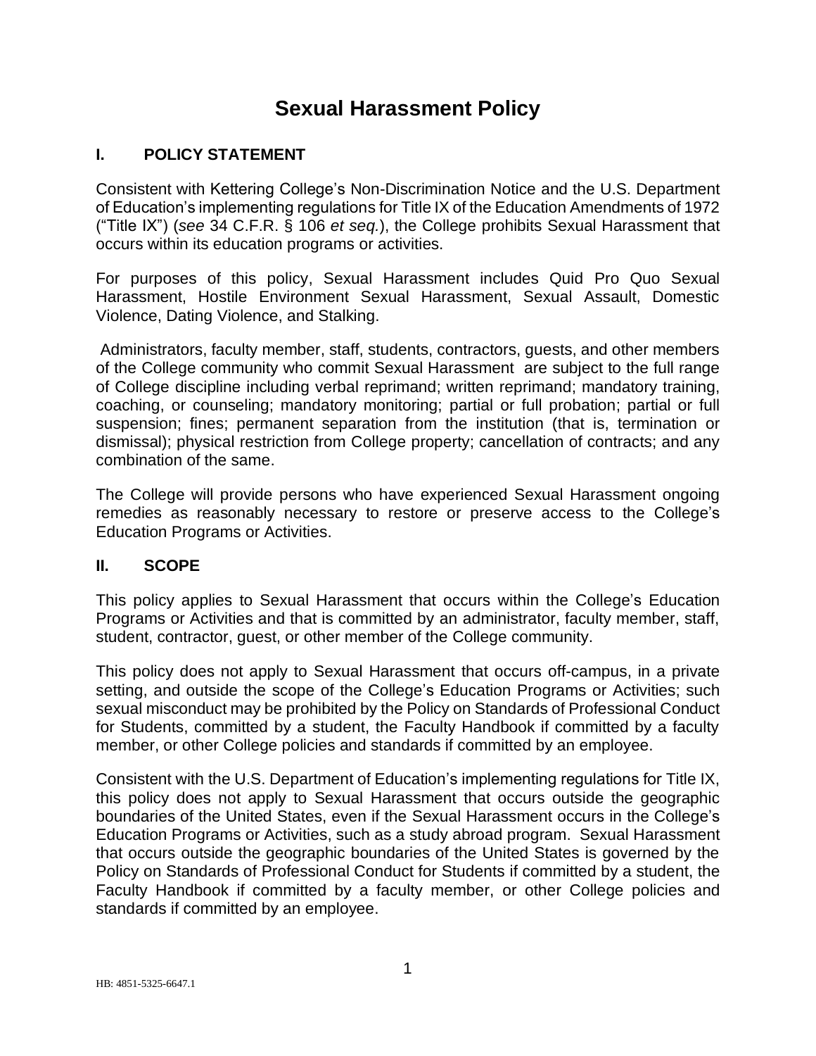# Sexual Harassment Policy

## I. POLICY STATEMENT

Consistent with Kettering College's Non-Discrimination Notice and the U.S. Department of Education's implementing regulations for Title IX of the Education Amendments of 1972 ("Title IX") (*see* 34 C.F.R. § 106 *et seq.*), the College prohibits Sexual Harassment that occurs within its education programs or activities.

For purposes of this policy, Sexual Harassment includes Quid Pro Quo Sexual Harassment, Hostile Environment Sexual Harassment, Sexual Assault, Domestic Violence, Dating Violence, and Stalking.

Administrators, faculty member, staff, students, contractors, guests, and other members of the College community who commit Sexual Harassment are subject to the full range of College discipline including verbal reprimand; written reprimand; mandatory training, coaching, or counseling; mandatory monitoring; partial or full probation; partial or full suspension; fines; permanent separation from the institution (that is, termination or dismissal); physical restriction from College property; cancellation of contracts; and any combination of the same.

The College will provide persons who have experienced Sexual Harassment ongoing remedies as reasonably necessary to restore or preserve access to the College's Education Programs or Activities.

## II. SCOPE

This policy applies to Sexual Harassment that occurs within the College's Education Programs or Activities and that is committed by an administrator, faculty member, staff, student, contractor, guest, or other member of the College community.

This policy does not apply to Sexual Harassment that occurs off-campus, in a private setting, and outside the scope of the College's Education Programs or Activities; such sexual misconduct may be prohibited by the Policy on Standards of Professional Conduct for Students, committed by a student, the Faculty Handbook if committed by a faculty member, or other College policies and standards if committed by an employee.

Consistent with the U.S. Department of Education's implementing regulations for Title IX, this policy does not apply to Sexual Harassment that occurs outside the geographic boundaries of the United States, even if the Sexual Harassment occurs in the College's Education Programs or Activities, such as a study abroad program. Sexual Harassment that occurs outside the geographic boundaries of the United States is governed by the Policy on Standards of Professional Conduct for Students if committed by a student, the Faculty Handbook if committed by a faculty member, or other College policies and standards if committed by an employee.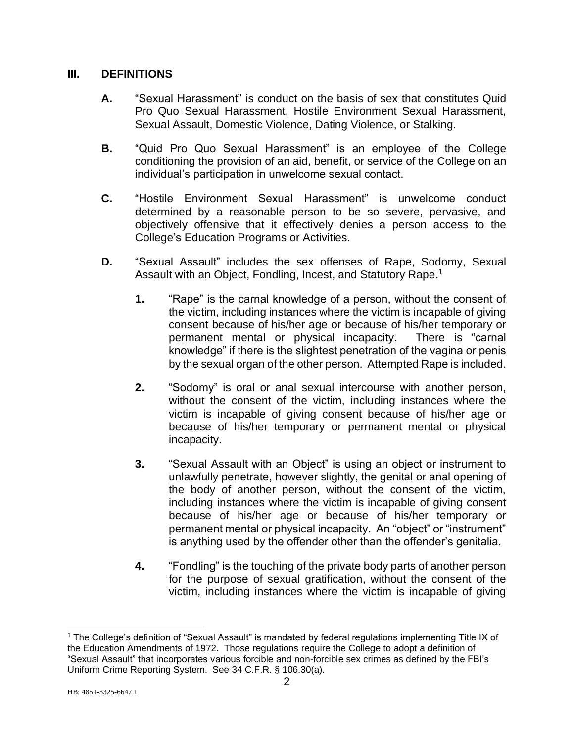## III. DEFINITIONS

**A.** "Sexual Harassment" is conduct on the basis of sex that constitutes Quid Pro Quo Sexual Harassment, Hostile Environment Sexual Harassment, Sexual Assault, Domestic Violence, Dating Violence, or Stalking.

**B.** "Quid Pro Quo Sexual Harassment" is an employee of the College conditioning the provision of an aid, benefit, or service of the College on an individual's participation in unwelcome sexual contact.

**C.** "Hostile Environment Sexual Harassment" is unwelcome conduct determined by a reasonable person to be so severe, pervasive, and objectively offensive that it effectively denies a person access to the College's Education Programs or Activities.

**D.** "Sexual Assault" includes the sex offenses of Rape, Sodomy, Sexual Assault with an Object, Fondling, Incest, and Statutory Rape.[1]

**1.** "Rape" is the carnal knowledge of a person, without the consent of the victim, including instances where the victim is incapable of giving consent because of his/her age or because of his/her temporary or permanent mental or physical incapacity. There is "carnal knowledge" if there is the slightest penetration of the vagina or penis by the sexual organ of the other person. Attempted Rape is included.

**2.** "Sodomy" is oral or anal sexual intercourse with another person, without the consent of the victim, including instances where the victim is incapable of giving consent because of his/her age or because of his/her temporary or permanent mental or physical incapacity.

**3.** "Sexual Assault with an Object" is using an object or instrument to unlawfully penetrate, however slightly, the genital or anal opening of the body of another person, without the consent of the victim, including instances where the victim is incapable of giving consent because of his/her age or because of his/her temporary or permanent mental or physical incapacity. An "object" or "instrument" is anything used by the offender other than the offender's genitalia.

**4.** "Fondling" is the touching of the private body parts of another person for the purpose of sexual gratification, without the consent of the victim, including instances where the victim is incapable of giving

[1] The College's definition of "Sexual Assault" is mandated by federal regulations implementing Title IX of the Education Amendments of 1972. Those regulations require the College to adopt a definition of "Sexual Assault" that incorporates various forcible and non-forcible sex crimes as defined by the FBI's Uniform Crime Reporting System. See 34 C.F.R. § 106.30(a).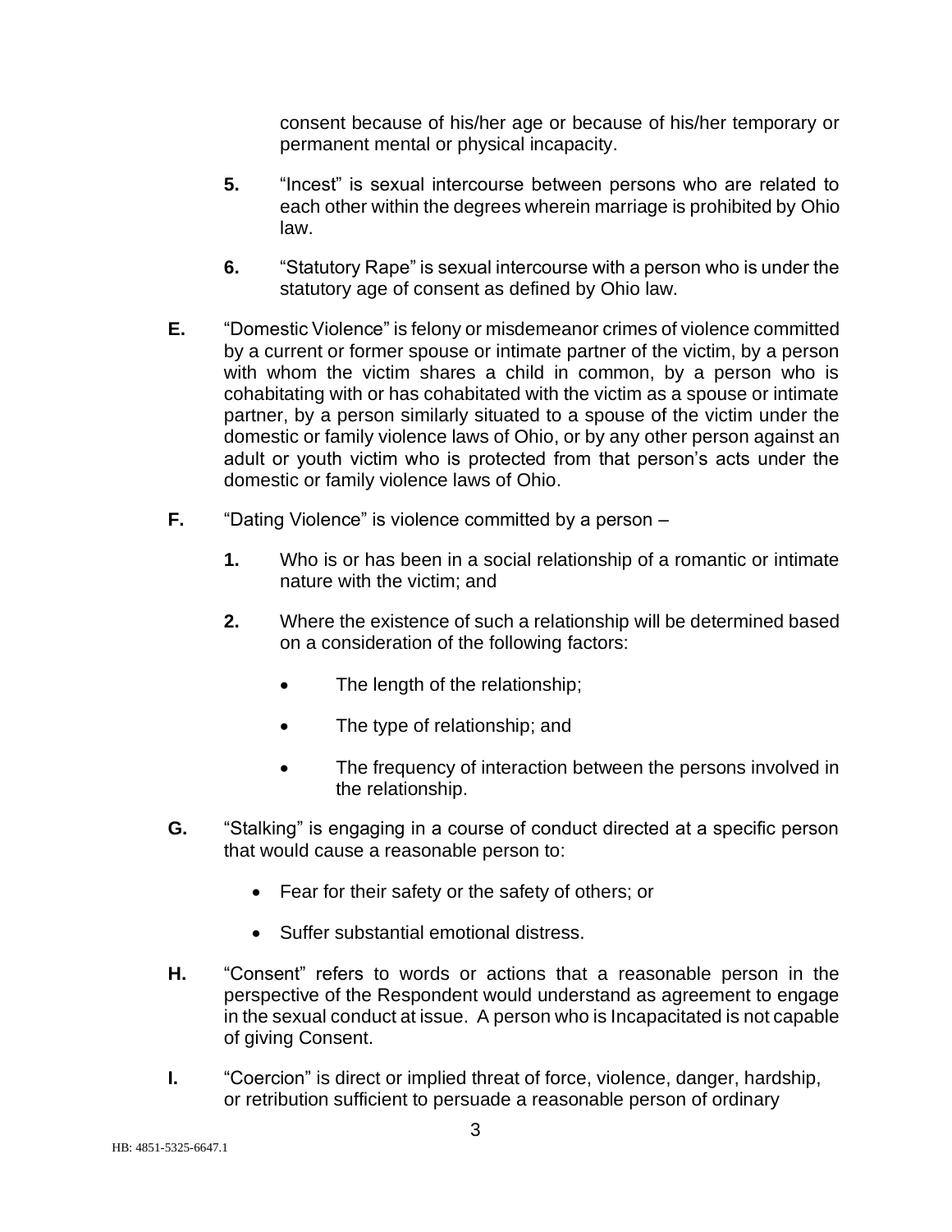consent because of his/her age or because of his/her temporary or permanent mental or physical incapacity.

**5.** "Incest" is sexual intercourse between persons who are related to each other within the degrees wherein marriage is prohibited by Ohio law.

**6.** "Statutory Rape" is sexual intercourse with a person who is under the statutory age of consent as defined by Ohio law.

**E.** "Domestic Violence" is felony or misdemeanor crimes of violence committed by a current or former spouse or intimate partner of the victim, by a person with whom the victim shares a child in common, by a person who is cohabitating with or has cohabitated with the victim as a spouse or intimate partner, by a person similarly situated to a spouse of the victim under the domestic or family violence laws of Ohio, or by any other person against an adult or youth victim who is protected from that person's acts under the domestic or family violence laws of Ohio.

**F.** "Dating Violence" is violence committed by a person –

**1.** Who is or has been in a social relationship of a romantic or intimate nature with the victim; and

**2.** Where the existence of such a relationship will be determined based on a consideration of the following factors:

- The length of the relationship;
- The type of relationship; and
- The frequency of interaction between the persons involved in the relationship.

**G.** "Stalking" is engaging in a course of conduct directed at a specific person that would cause a reasonable person to:

- Fear for their safety or the safety of others; or
- Suffer substantial emotional distress.

**H.** "Consent" refers to words or actions that a reasonable person in the perspective of the Respondent would understand as agreement to engage in the sexual conduct at issue. A person who is Incapacitated is not capable of giving Consent.

**I.** "Coercion" is direct or implied threat of force, violence, danger, hardship, or retribution sufficient to persuade a reasonable person of ordinary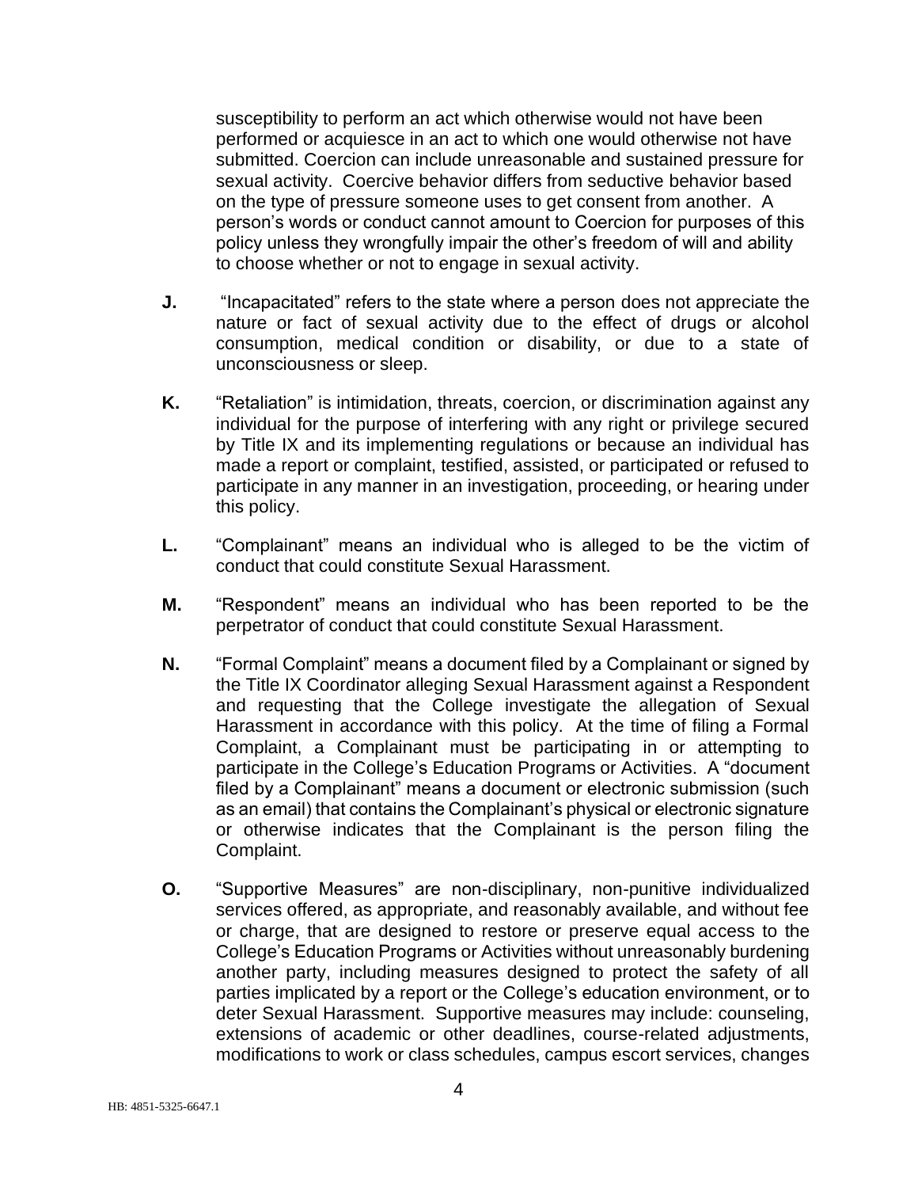susceptibility to perform an act which otherwise would not have been performed or acquiesce in an act to which one would otherwise not have submitted. Coercion can include unreasonable and sustained pressure for sexual activity. Coercive behavior differs from seductive behavior based on the type of pressure someone uses to get consent from another. A person's words or conduct cannot amount to Coercion for purposes of this policy unless they wrongfully impair the other's freedom of will and ability to choose whether or not to engage in sexual activity.

**J.** "Incapacitated" refers to the state where a person does not appreciate the nature or fact of sexual activity due to the effect of drugs or alcohol consumption, medical condition or disability, or due to a state of unconsciousness or sleep.

**K.** "Retaliation" is intimidation, threats, coercion, or discrimination against any individual for the purpose of interfering with any right or privilege secured by Title IX and its implementing regulations or because an individual has made a report or complaint, testified, assisted, or participated or refused to participate in any manner in an investigation, proceeding, or hearing under this policy.

**L.** "Complainant" means an individual who is alleged to be the victim of conduct that could constitute Sexual Harassment.

**M.** "Respondent" means an individual who has been reported to be the perpetrator of conduct that could constitute Sexual Harassment.

**N.** "Formal Complaint" means a document filed by a Complainant or signed by the Title IX Coordinator alleging Sexual Harassment against a Respondent and requesting that the College investigate the allegation of Sexual Harassment in accordance with this policy. At the time of filing a Formal Complaint, a Complainant must be participating in or attempting to participate in the College's Education Programs or Activities. A "document filed by a Complainant" means a document or electronic submission (such as an email) that contains the Complainant's physical or electronic signature or otherwise indicates that the Complainant is the person filing the Complaint.

**O.** "Supportive Measures" are non-disciplinary, non-punitive individualized services offered, as appropriate, and reasonably available, and without fee or charge, that are designed to restore or preserve equal access to the College's Education Programs or Activities without unreasonably burdening another party, including measures designed to protect the safety of all parties implicated by a report or the College's education environment, or to deter Sexual Harassment. Supportive measures may include: counseling, extensions of academic or other deadlines, course-related adjustments, modifications to work or class schedules, campus escort services, changes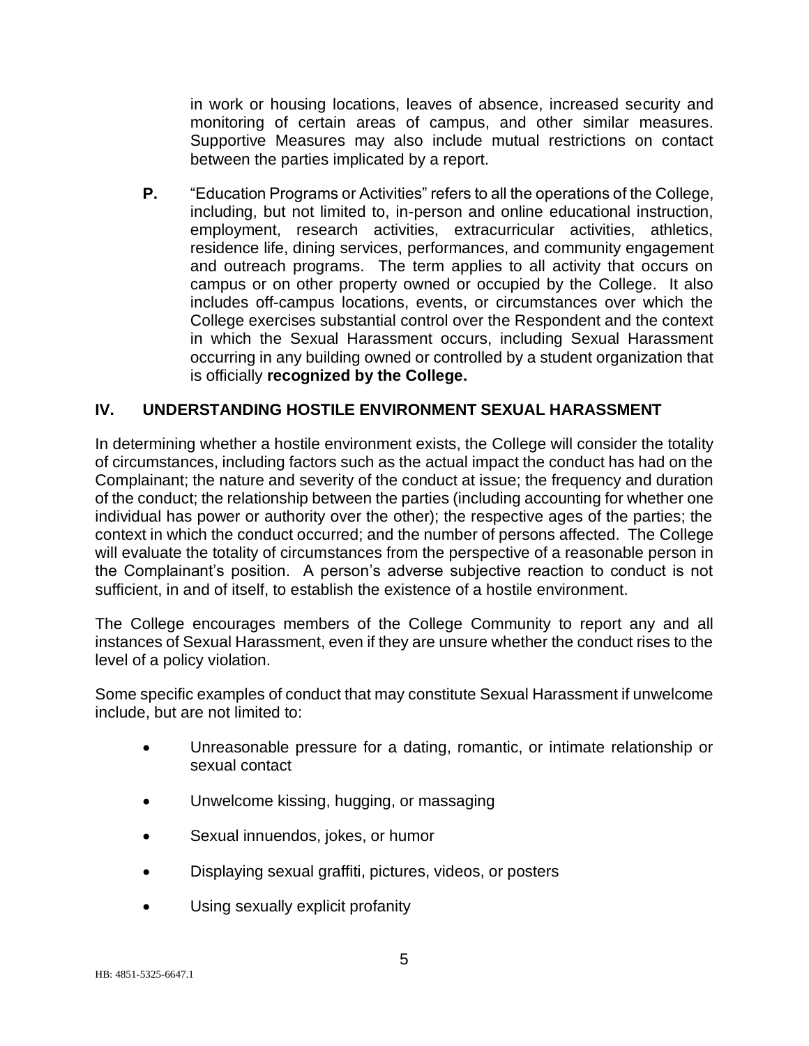in work or housing locations, leaves of absence, increased security and monitoring of certain areas of campus, and other similar measures. Supportive Measures may also include mutual restrictions on contact between the parties implicated by a report.

**P.** "Education Programs or Activities" refers to all the operations of the College, including, but not limited to, in-person and online educational instruction, employment, research activities, extracurricular activities, athletics, residence life, dining services, performances, and community engagement and outreach programs. The term applies to all activity that occurs on campus or on other property owned or occupied by the College. It also includes off-campus locations, events, or circumstances over which the College exercises substantial control over the Respondent and the context in which the Sexual Harassment occurs, including Sexual Harassment occurring in any building owned or controlled by a student organization that is officially **recognized by the College.**

## IV. UNDERSTANDING HOSTILE ENVIRONMENT SEXUAL HARASSMENT

In determining whether a hostile environment exists, the College will consider the totality of circumstances, including factors such as the actual impact the conduct has had on the Complainant; the nature and severity of the conduct at issue; the frequency and duration of the conduct; the relationship between the parties (including accounting for whether one individual has power or authority over the other); the respective ages of the parties; the context in which the conduct occurred; and the number of persons affected. The College will evaluate the totality of circumstances from the perspective of a reasonable person in the Complainant's position. A person's adverse subjective reaction to conduct is not sufficient, in and of itself, to establish the existence of a hostile environment.

The College encourages members of the College Community to report any and all instances of Sexual Harassment, even if they are unsure whether the conduct rises to the level of a policy violation.

Some specific examples of conduct that may constitute Sexual Harassment if unwelcome include, but are not limited to:

- Unreasonable pressure for a dating, romantic, or intimate relationship or sexual contact
- Unwelcome kissing, hugging, or massaging
- Sexual innuendos, jokes, or humor
- Displaying sexual graffiti, pictures, videos, or posters
- Using sexually explicit profanity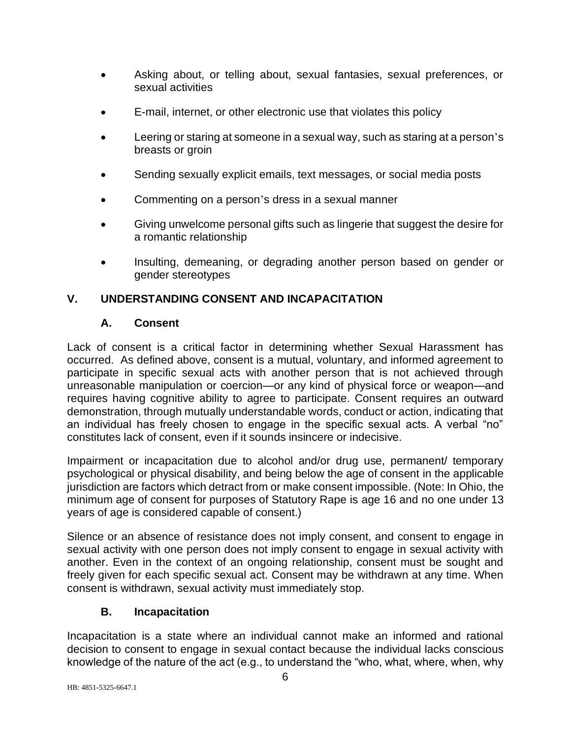- Asking about, or telling about, sexual fantasies, sexual preferences, or sexual activities
- E-mail, internet, or other electronic use that violates this policy
- Leering or staring at someone in a sexual way, such as staring at a person's breasts or groin
- Sending sexually explicit emails, text messages, or social media posts
- Commenting on a person's dress in a sexual manner
- Giving unwelcome personal gifts such as lingerie that suggest the desire for a romantic relationship
- Insulting, demeaning, or degrading another person based on gender or gender stereotypes

## V. UNDERSTANDING CONSENT AND INCAPACITATION

### A. Consent

Lack of consent is a critical factor in determining whether Sexual Harassment has occurred. As defined above, consent is a mutual, voluntary, and informed agreement to participate in specific sexual acts with another person that is not achieved through unreasonable manipulation or coercion—or any kind of physical force or weapon—and requires having cognitive ability to agree to participate. Consent requires an outward demonstration, through mutually understandable words, conduct or action, indicating that an individual has freely chosen to engage in the specific sexual acts. A verbal "no" constitutes lack of consent, even if it sounds insincere or indecisive.

Impairment or incapacitation due to alcohol and/or drug use, permanent/ temporary psychological or physical disability, and being below the age of consent in the applicable jurisdiction are factors which detract from or make consent impossible. (Note: In Ohio, the minimum age of consent for purposes of Statutory Rape is age 16 and no one under 13 years of age is considered capable of consent.)

Silence or an absence of resistance does not imply consent, and consent to engage in sexual activity with one person does not imply consent to engage in sexual activity with another. Even in the context of an ongoing relationship, consent must be sought and freely given for each specific sexual act. Consent may be withdrawn at any time. When consent is withdrawn, sexual activity must immediately stop.

### B. Incapacitation

Incapacitation is a state where an individual cannot make an informed and rational decision to consent to engage in sexual contact because the individual lacks conscious knowledge of the nature of the act (e.g., to understand the "who, what, where, when, why

HB: 4851-5325-6647.1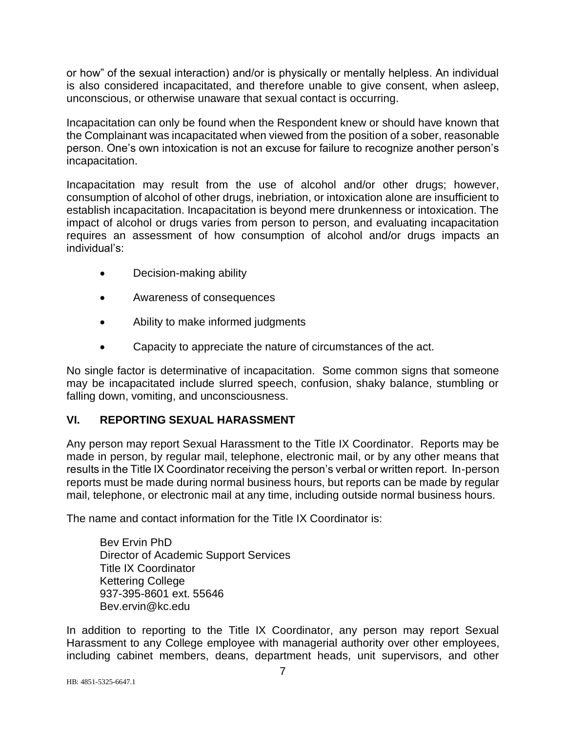or how" of the sexual interaction) and/or is physically or mentally helpless. An individual is also considered incapacitated, and therefore unable to give consent, when asleep, unconscious, or otherwise unaware that sexual contact is occurring.

Incapacitation can only be found when the Respondent knew or should have known that the Complainant was incapacitated when viewed from the position of a sober, reasonable person. One's own intoxication is not an excuse for failure to recognize another person's incapacitation.

Incapacitation may result from the use of alcohol and/or other drugs; however, consumption of alcohol of other drugs, inebriation, or intoxication alone are insufficient to establish incapacitation. Incapacitation is beyond mere drunkenness or intoxication. The impact of alcohol or drugs varies from person to person, and evaluating incapacitation requires an assessment of how consumption of alcohol and/or drugs impacts an individual's:

- Decision-making ability
- Awareness of consequences
- Ability to make informed judgments
- Capacity to appreciate the nature of circumstances of the act.

No single factor is determinative of incapacitation. Some common signs that someone may be incapacitated include slurred speech, confusion, shaky balance, stumbling or falling down, vomiting, and unconsciousness.

## VI. REPORTING SEXUAL HARASSMENT

Any person may report Sexual Harassment to the Title IX Coordinator. Reports may be made in person, by regular mail, telephone, electronic mail, or by any other means that results in the Title IX Coordinator receiving the person's verbal or written report. In-person reports must be made during normal business hours, but reports can be made by regular mail, telephone, or electronic mail at any time, including outside normal business hours.

The name and contact information for the Title IX Coordinator is:

Bev Ervin PhD
Director of Academic Support Services
Title IX Coordinator
Kettering College
937-395-8601 ext. 55646
Bev.ervin@kc.edu

In addition to reporting to the Title IX Coordinator, any person may report Sexual Harassment to any College employee with managerial authority over other employees, including cabinet members, deans, department heads, unit supervisors, and other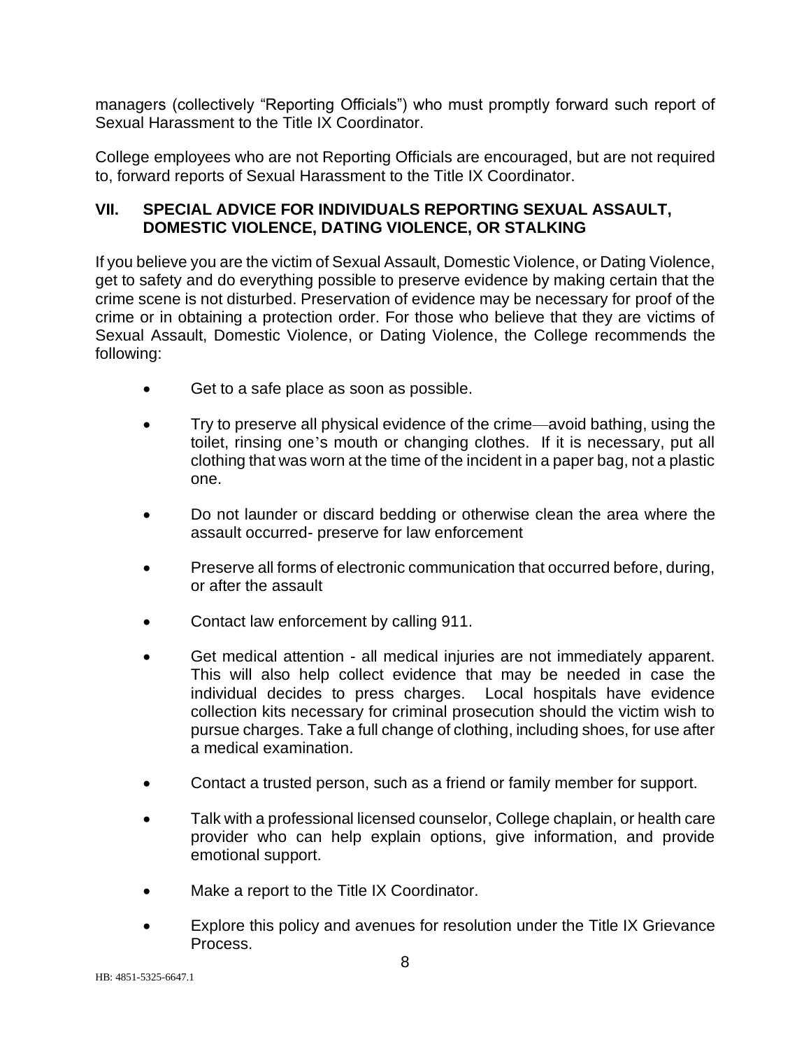managers (collectively "Reporting Officials") who must promptly forward such report of Sexual Harassment to the Title IX Coordinator.

College employees who are not Reporting Officials are encouraged, but are not required to, forward reports of Sexual Harassment to the Title IX Coordinator.

## VII. SPECIAL ADVICE FOR INDIVIDUALS REPORTING SEXUAL ASSAULT, DOMESTIC VIOLENCE, DATING VIOLENCE, OR STALKING

If you believe you are the victim of Sexual Assault, Domestic Violence, or Dating Violence, get to safety and do everything possible to preserve evidence by making certain that the crime scene is not disturbed. Preservation of evidence may be necessary for proof of the crime or in obtaining a protection order. For those who believe that they are victims of Sexual Assault, Domestic Violence, or Dating Violence, the College recommends the following:

- Get to a safe place as soon as possible.
- Try to preserve all physical evidence of the crime—avoid bathing, using the toilet, rinsing one's mouth or changing clothes. If it is necessary, put all clothing that was worn at the time of the incident in a paper bag, not a plastic one.
- Do not launder or discard bedding or otherwise clean the area where the assault occurred- preserve for law enforcement
- Preserve all forms of electronic communication that occurred before, during, or after the assault
- Contact law enforcement by calling 911.
- Get medical attention - all medical injuries are not immediately apparent. This will also help collect evidence that may be needed in case the individual decides to press charges. Local hospitals have evidence collection kits necessary for criminal prosecution should the victim wish to pursue charges. Take a full change of clothing, including shoes, for use after a medical examination.
- Contact a trusted person, such as a friend or family member for support.
- Talk with a professional licensed counselor, College chaplain, or health care provider who can help explain options, give information, and provide emotional support.
- Make a report to the Title IX Coordinator.
- Explore this policy and avenues for resolution under the Title IX Grievance Process.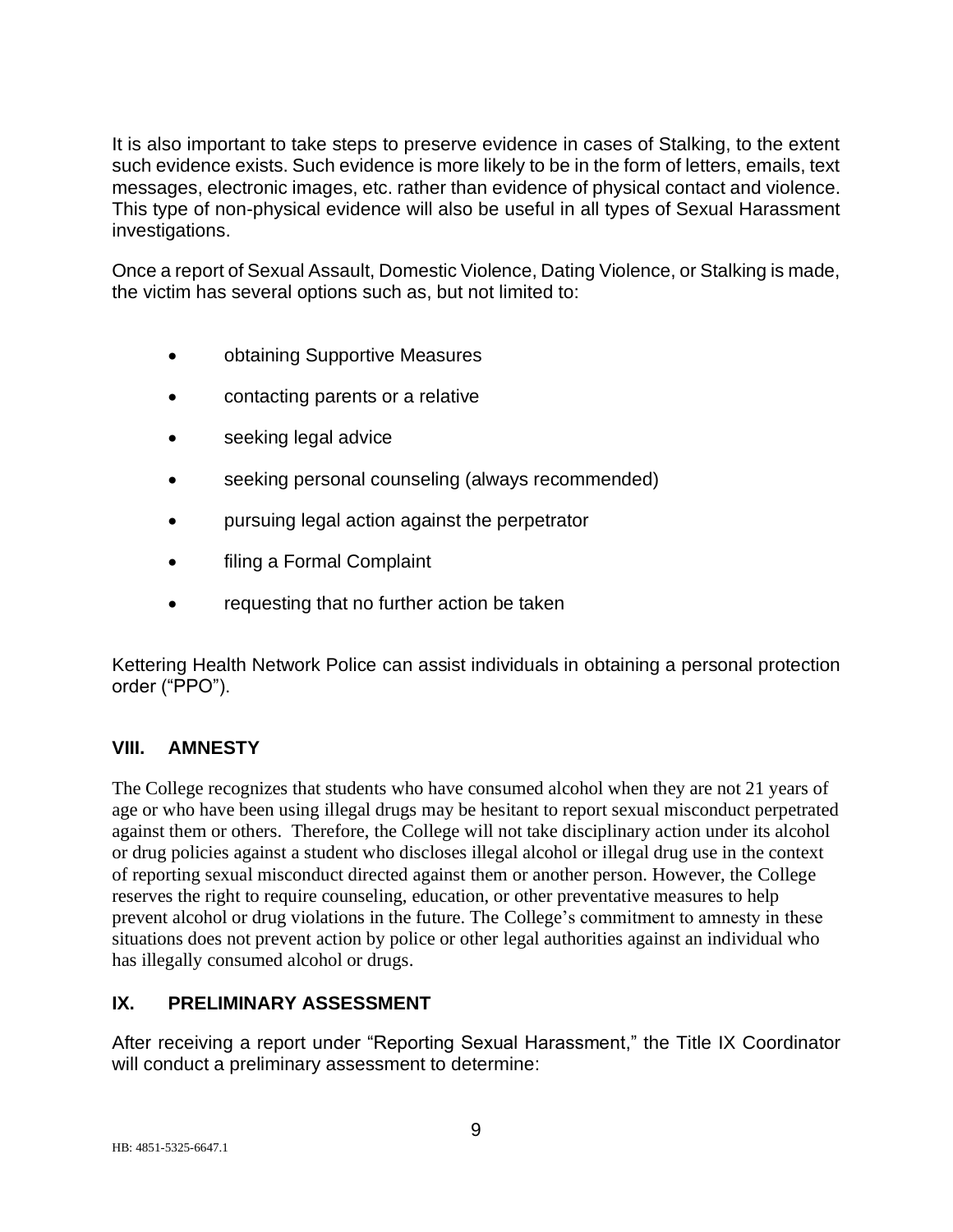It is also important to take steps to preserve evidence in cases of Stalking, to the extent such evidence exists. Such evidence is more likely to be in the form of letters, emails, text messages, electronic images, etc. rather than evidence of physical contact and violence. This type of non-physical evidence will also be useful in all types of Sexual Harassment investigations.

Once a report of Sexual Assault, Domestic Violence, Dating Violence, or Stalking is made, the victim has several options such as, but not limited to:

- obtaining Supportive Measures
- contacting parents or a relative
- seeking legal advice
- seeking personal counseling (always recommended)
- pursuing legal action against the perpetrator
- filing a Formal Complaint
- requesting that no further action be taken

Kettering Health Network Police can assist individuals in obtaining a personal protection order ("PPO").

## VIII. AMNESTY

The College recognizes that students who have consumed alcohol when they are not 21 years of age or who have been using illegal drugs may be hesitant to report sexual misconduct perpetrated against them or others. Therefore, the College will not take disciplinary action under its alcohol or drug policies against a student who discloses illegal alcohol or illegal drug use in the context of reporting sexual misconduct directed against them or another person. However, the College reserves the right to require counseling, education, or other preventative measures to help prevent alcohol or drug violations in the future. The College's commitment to amnesty in these situations does not prevent action by police or other legal authorities against an individual who has illegally consumed alcohol or drugs.

## IX. PRELIMINARY ASSESSMENT

After receiving a report under "Reporting Sexual Harassment," the Title IX Coordinator will conduct a preliminary assessment to determine:

HB: 4851-5325-6647.1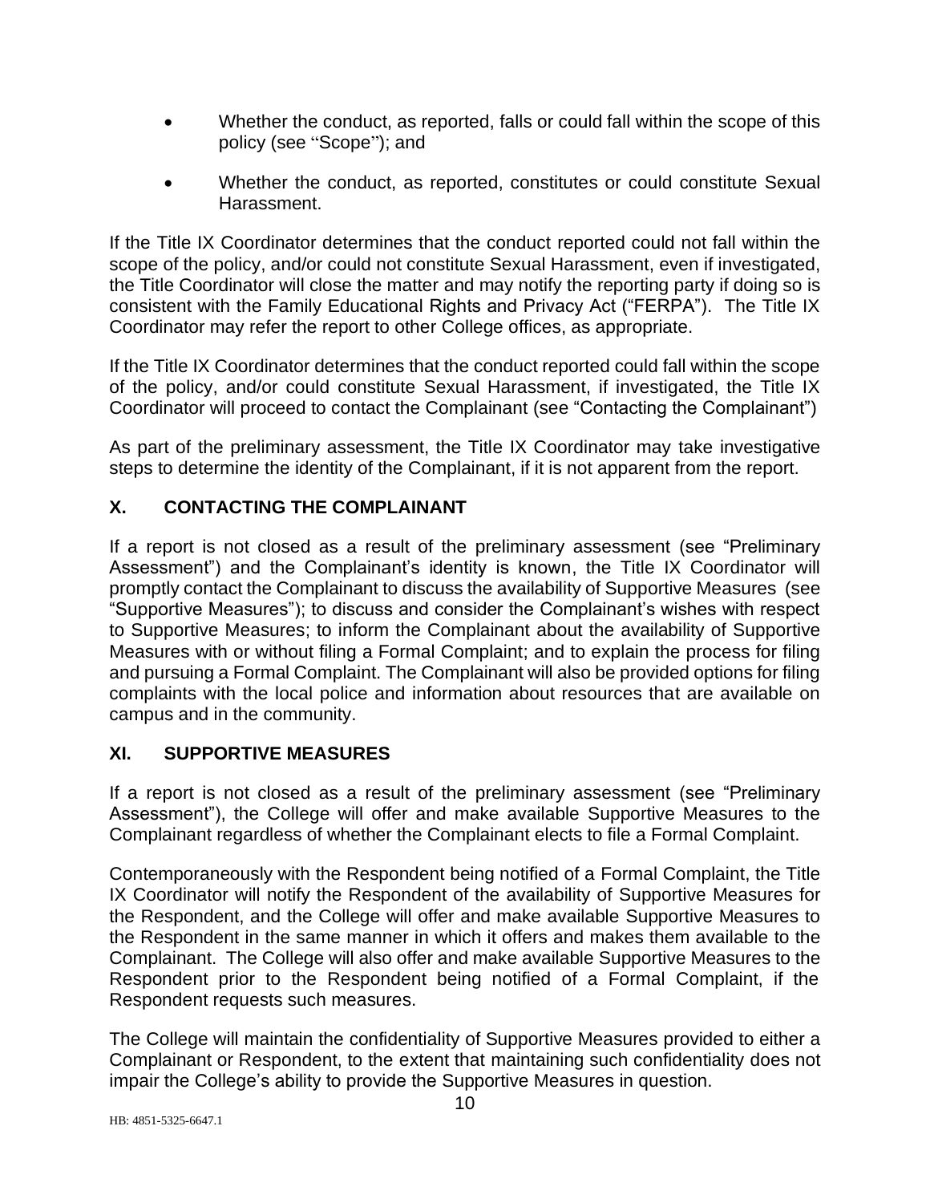- Whether the conduct, as reported, falls or could fall within the scope of this policy (see "Scope"); and
- Whether the conduct, as reported, constitutes or could constitute Sexual Harassment.

If the Title IX Coordinator determines that the conduct reported could not fall within the scope of the policy, and/or could not constitute Sexual Harassment, even if investigated, the Title Coordinator will close the matter and may notify the reporting party if doing so is consistent with the Family Educational Rights and Privacy Act ("FERPA"). The Title IX Coordinator may refer the report to other College offices, as appropriate.

If the Title IX Coordinator determines that the conduct reported could fall within the scope of the policy, and/or could constitute Sexual Harassment, if investigated, the Title IX Coordinator will proceed to contact the Complainant (see "Contacting the Complainant")

As part of the preliminary assessment, the Title IX Coordinator may take investigative steps to determine the identity of the Complainant, if it is not apparent from the report.

## X. CONTACTING THE COMPLAINANT

If a report is not closed as a result of the preliminary assessment (see "Preliminary Assessment") and the Complainant's identity is known, the Title IX Coordinator will promptly contact the Complainant to discuss the availability of Supportive Measures (see "Supportive Measures"); to discuss and consider the Complainant's wishes with respect to Supportive Measures; to inform the Complainant about the availability of Supportive Measures with or without filing a Formal Complaint; and to explain the process for filing and pursuing a Formal Complaint. The Complainant will also be provided options for filing complaints with the local police and information about resources that are available on campus and in the community.

## XI. SUPPORTIVE MEASURES

If a report is not closed as a result of the preliminary assessment (see "Preliminary Assessment"), the College will offer and make available Supportive Measures to the Complainant regardless of whether the Complainant elects to file a Formal Complaint.

Contemporaneously with the Respondent being notified of a Formal Complaint, the Title IX Coordinator will notify the Respondent of the availability of Supportive Measures for the Respondent, and the College will offer and make available Supportive Measures to the Respondent in the same manner in which it offers and makes them available to the Complainant. The College will also offer and make available Supportive Measures to the Respondent prior to the Respondent being notified of a Formal Complaint, if the Respondent requests such measures.

The College will maintain the confidentiality of Supportive Measures provided to either a Complainant or Respondent, to the extent that maintaining such confidentiality does not impair the College's ability to provide the Supportive Measures in question.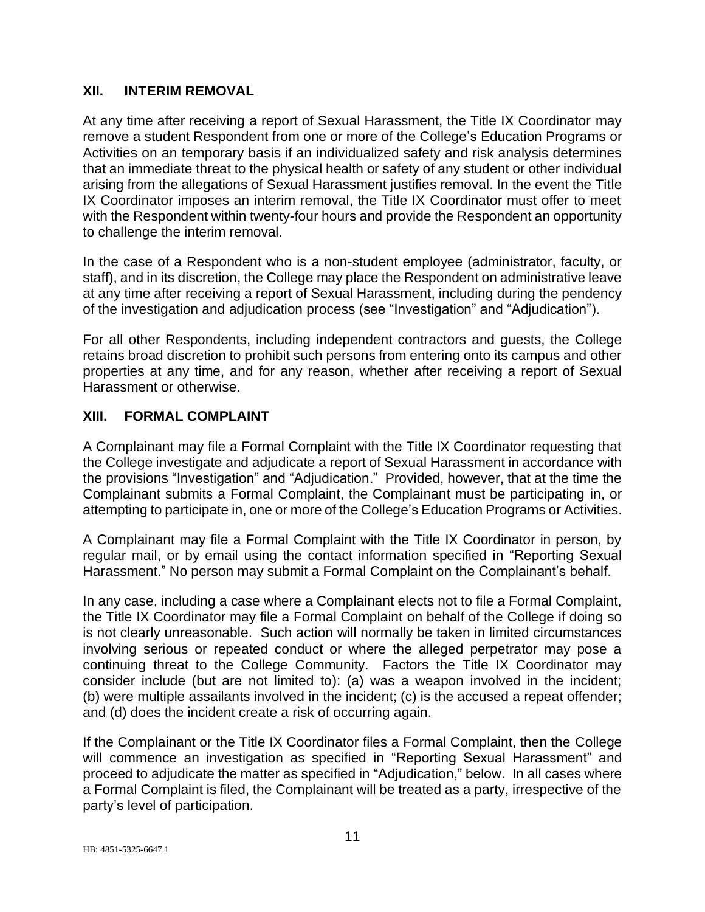## XII. INTERIM REMOVAL

At any time after receiving a report of Sexual Harassment, the Title IX Coordinator may remove a student Respondent from one or more of the College's Education Programs or Activities on an temporary basis if an individualized safety and risk analysis determines that an immediate threat to the physical health or safety of any student or other individual arising from the allegations of Sexual Harassment justifies removal. In the event the Title IX Coordinator imposes an interim removal, the Title IX Coordinator must offer to meet with the Respondent within twenty-four hours and provide the Respondent an opportunity to challenge the interim removal.

In the case of a Respondent who is a non-student employee (administrator, faculty, or staff), and in its discretion, the College may place the Respondent on administrative leave at any time after receiving a report of Sexual Harassment, including during the pendency of the investigation and adjudication process (see "Investigation" and "Adjudication").

For all other Respondents, including independent contractors and guests, the College retains broad discretion to prohibit such persons from entering onto its campus and other properties at any time, and for any reason, whether after receiving a report of Sexual Harassment or otherwise.

## XIII. FORMAL COMPLAINT

A Complainant may file a Formal Complaint with the Title IX Coordinator requesting that the College investigate and adjudicate a report of Sexual Harassment in accordance with the provisions "Investigation" and "Adjudication." Provided, however, that at the time the Complainant submits a Formal Complaint, the Complainant must be participating in, or attempting to participate in, one or more of the College's Education Programs or Activities.

A Complainant may file a Formal Complaint with the Title IX Coordinator in person, by regular mail, or by email using the contact information specified in "Reporting Sexual Harassment." No person may submit a Formal Complaint on the Complainant's behalf.

In any case, including a case where a Complainant elects not to file a Formal Complaint, the Title IX Coordinator may file a Formal Complaint on behalf of the College if doing so is not clearly unreasonable. Such action will normally be taken in limited circumstances involving serious or repeated conduct or where the alleged perpetrator may pose a continuing threat to the College Community. Factors the Title IX Coordinator may consider include (but are not limited to): (a) was a weapon involved in the incident; (b) were multiple assailants involved in the incident; (c) is the accused a repeat offender; and (d) does the incident create a risk of occurring again.

If the Complainant or the Title IX Coordinator files a Formal Complaint, then the College will commence an investigation as specified in "Reporting Sexual Harassment" and proceed to adjudicate the matter as specified in "Adjudication," below. In all cases where a Formal Complaint is filed, the Complainant will be treated as a party, irrespective of the party's level of participation.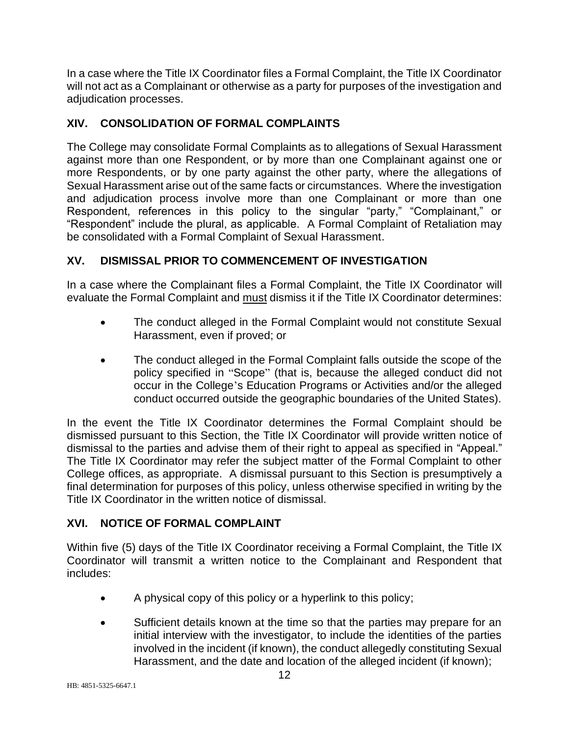In a case where the Title IX Coordinator files a Formal Complaint, the Title IX Coordinator will not act as a Complainant or otherwise as a party for purposes of the investigation and adjudication processes.

## XIV. CONSOLIDATION OF FORMAL COMPLAINTS

The College may consolidate Formal Complaints as to allegations of Sexual Harassment against more than one Respondent, or by more than one Complainant against one or more Respondents, or by one party against the other party, where the allegations of Sexual Harassment arise out of the same facts or circumstances. Where the investigation and adjudication process involve more than one Complainant or more than one Respondent, references in this policy to the singular "party," "Complainant," or "Respondent" include the plural, as applicable. A Formal Complaint of Retaliation may be consolidated with a Formal Complaint of Sexual Harassment.

## XV. DISMISSAL PRIOR TO COMMENCEMENT OF INVESTIGATION

In a case where the Complainant files a Formal Complaint, the Title IX Coordinator will evaluate the Formal Complaint and <u>must</u> dismiss it if the Title IX Coordinator determines:

- The conduct alleged in the Formal Complaint would not constitute Sexual Harassment, even if proved; or
- The conduct alleged in the Formal Complaint falls outside the scope of the policy specified in "Scope" (that is, because the alleged conduct did not occur in the College's Education Programs or Activities and/or the alleged conduct occurred outside the geographic boundaries of the United States).

In the event the Title IX Coordinator determines the Formal Complaint should be dismissed pursuant to this Section, the Title IX Coordinator will provide written notice of dismissal to the parties and advise them of their right to appeal as specified in "Appeal." The Title IX Coordinator may refer the subject matter of the Formal Complaint to other College offices, as appropriate. A dismissal pursuant to this Section is presumptively a final determination for purposes of this policy, unless otherwise specified in writing by the Title IX Coordinator in the written notice of dismissal.

## XVI. NOTICE OF FORMAL COMPLAINT

Within five (5) days of the Title IX Coordinator receiving a Formal Complaint, the Title IX Coordinator will transmit a written notice to the Complainant and Respondent that includes:

- A physical copy of this policy or a hyperlink to this policy;
- Sufficient details known at the time so that the parties may prepare for an initial interview with the investigator, to include the identities of the parties involved in the incident (if known), the conduct allegedly constituting Sexual Harassment, and the date and location of the alleged incident (if known);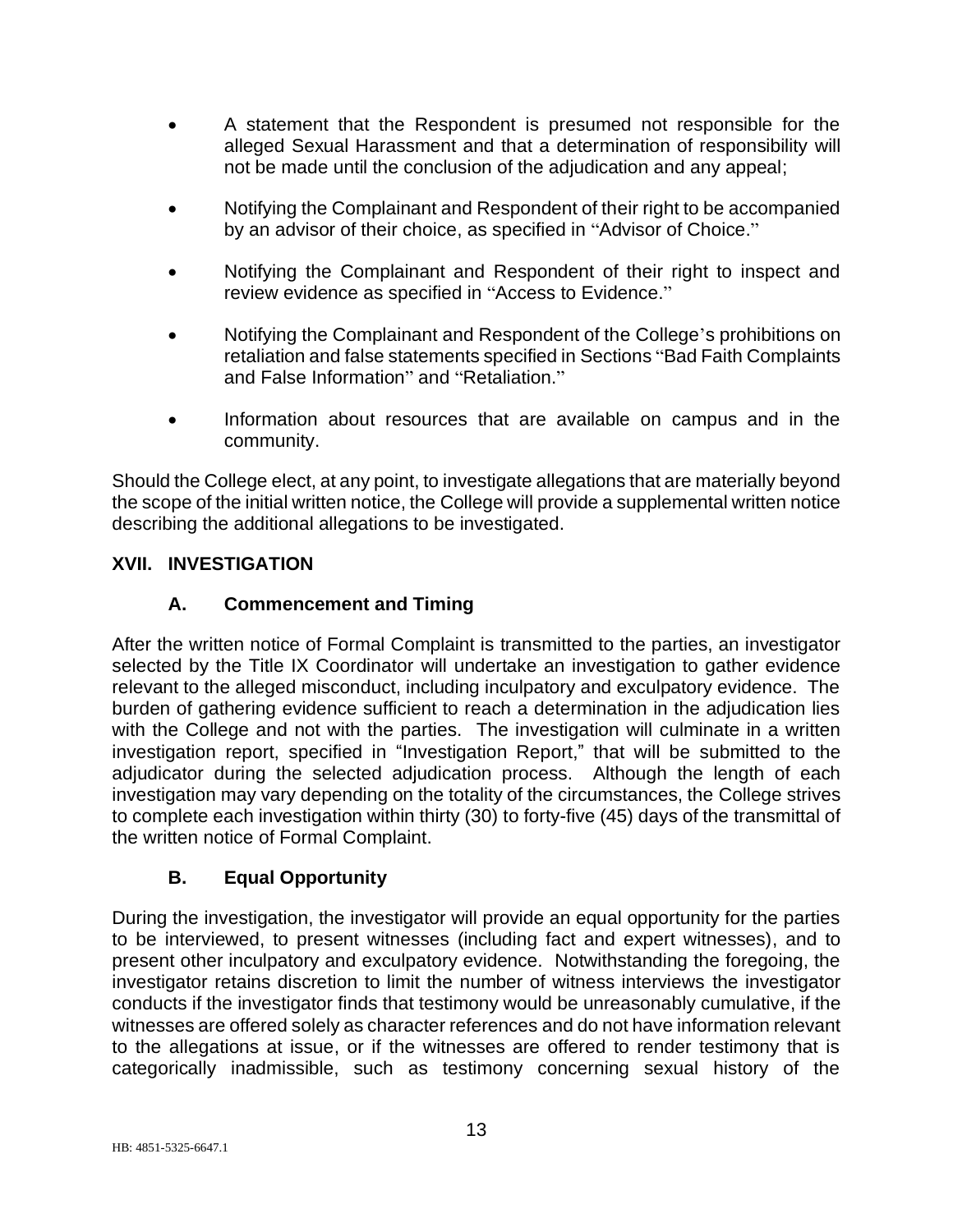- A statement that the Respondent is presumed not responsible for the alleged Sexual Harassment and that a determination of responsibility will not be made until the conclusion of the adjudication and any appeal;
- Notifying the Complainant and Respondent of their right to be accompanied by an advisor of their choice, as specified in "Advisor of Choice."
- Notifying the Complainant and Respondent of their right to inspect and review evidence as specified in "Access to Evidence."
- Notifying the Complainant and Respondent of the College's prohibitions on retaliation and false statements specified in Sections "Bad Faith Complaints and False Information" and "Retaliation."
- Information about resources that are available on campus and in the community.

Should the College elect, at any point, to investigate allegations that are materially beyond the scope of the initial written notice, the College will provide a supplemental written notice describing the additional allegations to be investigated.

## XVII. INVESTIGATION

### A. Commencement and Timing

After the written notice of Formal Complaint is transmitted to the parties, an investigator selected by the Title IX Coordinator will undertake an investigation to gather evidence relevant to the alleged misconduct, including inculpatory and exculpatory evidence. The burden of gathering evidence sufficient to reach a determination in the adjudication lies with the College and not with the parties. The investigation will culminate in a written investigation report, specified in "Investigation Report," that will be submitted to the adjudicator during the selected adjudication process. Although the length of each investigation may vary depending on the totality of the circumstances, the College strives to complete each investigation within thirty (30) to forty-five (45) days of the transmittal of the written notice of Formal Complaint.

### B. Equal Opportunity

During the investigation, the investigator will provide an equal opportunity for the parties to be interviewed, to present witnesses (including fact and expert witnesses), and to present other inculpatory and exculpatory evidence. Notwithstanding the foregoing, the investigator retains discretion to limit the number of witness interviews the investigator conducts if the investigator finds that testimony would be unreasonably cumulative, if the witnesses are offered solely as character references and do not have information relevant to the allegations at issue, or if the witnesses are offered to render testimony that is categorically inadmissible, such as testimony concerning sexual history of the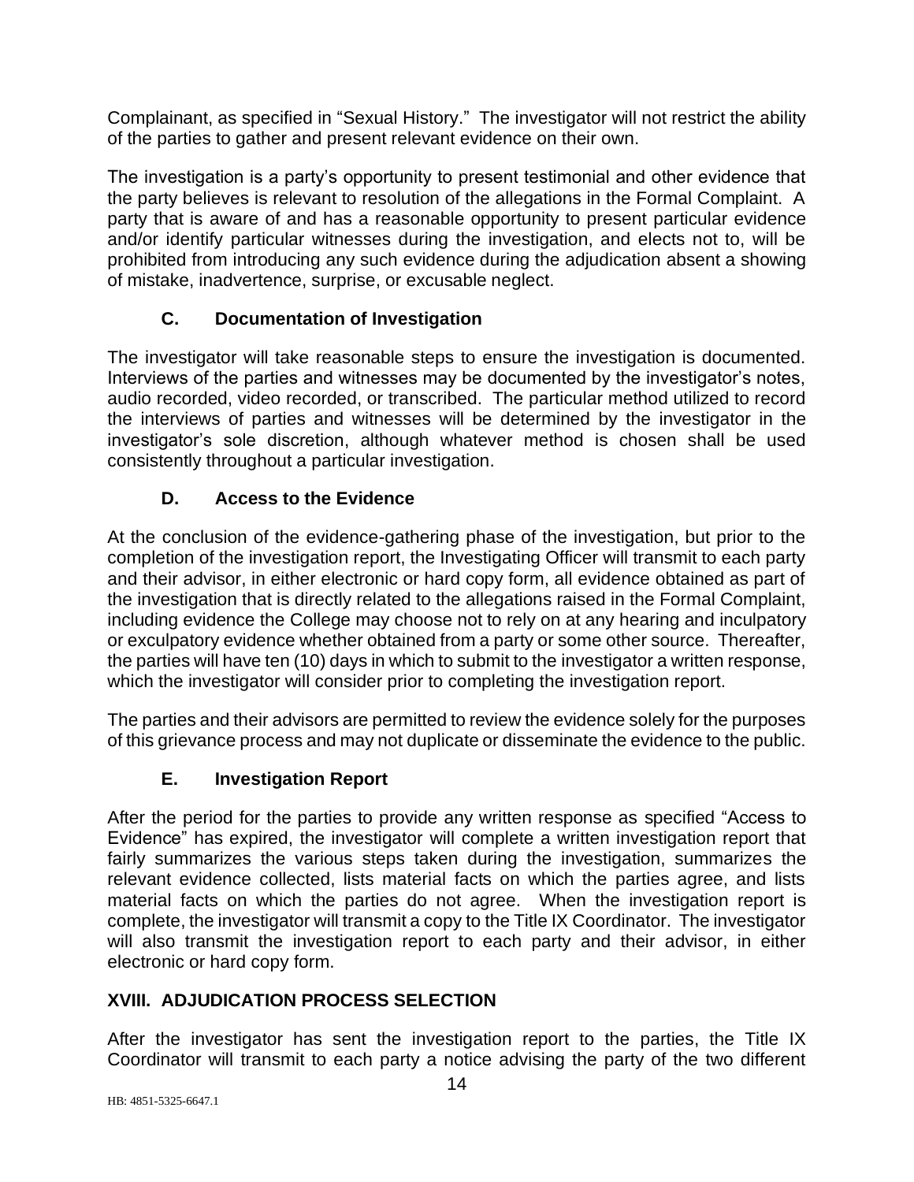Complainant, as specified in "Sexual History." The investigator will not restrict the ability of the parties to gather and present relevant evidence on their own.

The investigation is a party's opportunity to present testimonial and other evidence that the party believes is relevant to resolution of the allegations in the Formal Complaint. A party that is aware of and has a reasonable opportunity to present particular evidence and/or identify particular witnesses during the investigation, and elects not to, will be prohibited from introducing any such evidence during the adjudication absent a showing of mistake, inadvertence, surprise, or excusable neglect.

### C. Documentation of Investigation

The investigator will take reasonable steps to ensure the investigation is documented. Interviews of the parties and witnesses may be documented by the investigator's notes, audio recorded, video recorded, or transcribed. The particular method utilized to record the interviews of parties and witnesses will be determined by the investigator in the investigator's sole discretion, although whatever method is chosen shall be used consistently throughout a particular investigation.

### D. Access to the Evidence

At the conclusion of the evidence-gathering phase of the investigation, but prior to the completion of the investigation report, the Investigating Officer will transmit to each party and their advisor, in either electronic or hard copy form, all evidence obtained as part of the investigation that is directly related to the allegations raised in the Formal Complaint, including evidence the College may choose not to rely on at any hearing and inculpatory or exculpatory evidence whether obtained from a party or some other source. Thereafter, the parties will have ten (10) days in which to submit to the investigator a written response, which the investigator will consider prior to completing the investigation report.

The parties and their advisors are permitted to review the evidence solely for the purposes of this grievance process and may not duplicate or disseminate the evidence to the public.

### E. Investigation Report

After the period for the parties to provide any written response as specified "Access to Evidence" has expired, the investigator will complete a written investigation report that fairly summarizes the various steps taken during the investigation, summarizes the relevant evidence collected, lists material facts on which the parties agree, and lists material facts on which the parties do not agree. When the investigation report is complete, the investigator will transmit a copy to the Title IX Coordinator. The investigator will also transmit the investigation report to each party and their advisor, in either electronic or hard copy form.

## XVIII. ADJUDICATION PROCESS SELECTION

After the investigator has sent the investigation report to the parties, the Title IX Coordinator will transmit to each party a notice advising the party of the two different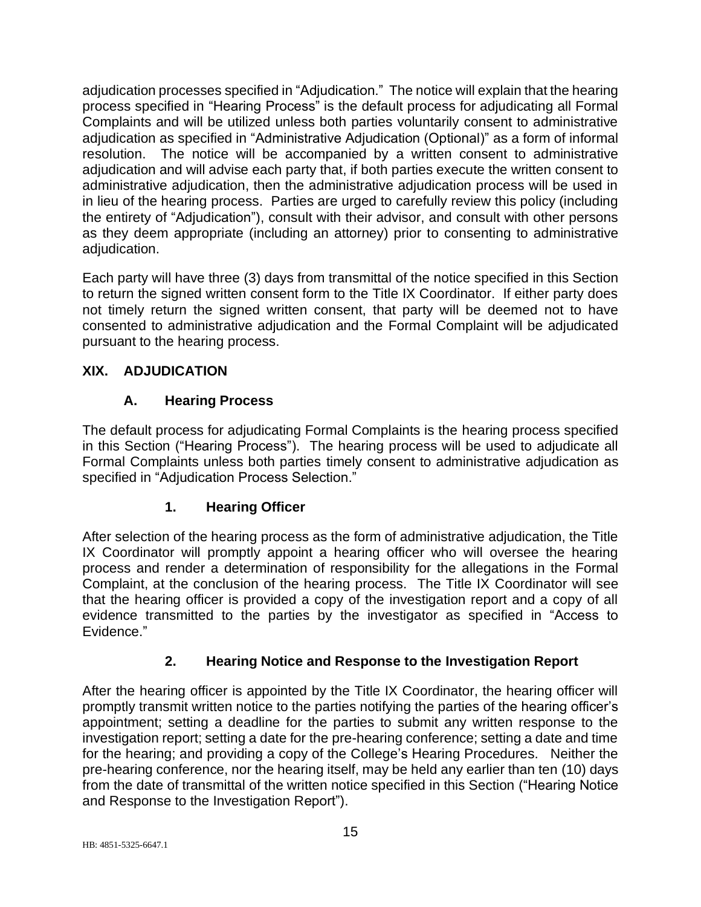adjudication processes specified in "Adjudication." The notice will explain that the hearing process specified in "Hearing Process" is the default process for adjudicating all Formal Complaints and will be utilized unless both parties voluntarily consent to administrative adjudication as specified in "Administrative Adjudication (Optional)" as a form of informal resolution. The notice will be accompanied by a written consent to administrative adjudication and will advise each party that, if both parties execute the written consent to administrative adjudication, then the administrative adjudication process will be used in in lieu of the hearing process. Parties are urged to carefully review this policy (including the entirety of "Adjudication"), consult with their advisor, and consult with other persons as they deem appropriate (including an attorney) prior to consenting to administrative adjudication.

Each party will have three (3) days from transmittal of the notice specified in this Section to return the signed written consent form to the Title IX Coordinator. If either party does not timely return the signed written consent, that party will be deemed not to have consented to administrative adjudication and the Formal Complaint will be adjudicated pursuant to the hearing process.

## XIX. ADJUDICATION

### A. Hearing Process

The default process for adjudicating Formal Complaints is the hearing process specified in this Section ("Hearing Process"). The hearing process will be used to adjudicate all Formal Complaints unless both parties timely consent to administrative adjudication as specified in "Adjudication Process Selection."

#### 1. Hearing Officer

After selection of the hearing process as the form of administrative adjudication, the Title IX Coordinator will promptly appoint a hearing officer who will oversee the hearing process and render a determination of responsibility for the allegations in the Formal Complaint, at the conclusion of the hearing process. The Title IX Coordinator will see that the hearing officer is provided a copy of the investigation report and a copy of all evidence transmitted to the parties by the investigator as specified in "Access to Evidence."

#### 2. Hearing Notice and Response to the Investigation Report

After the hearing officer is appointed by the Title IX Coordinator, the hearing officer will promptly transmit written notice to the parties notifying the parties of the hearing officer's appointment; setting a deadline for the parties to submit any written response to the investigation report; setting a date for the pre-hearing conference; setting a date and time for the hearing; and providing a copy of the College's Hearing Procedures. Neither the pre-hearing conference, nor the hearing itself, may be held any earlier than ten (10) days from the date of transmittal of the written notice specified in this Section ("Hearing Notice and Response to the Investigation Report").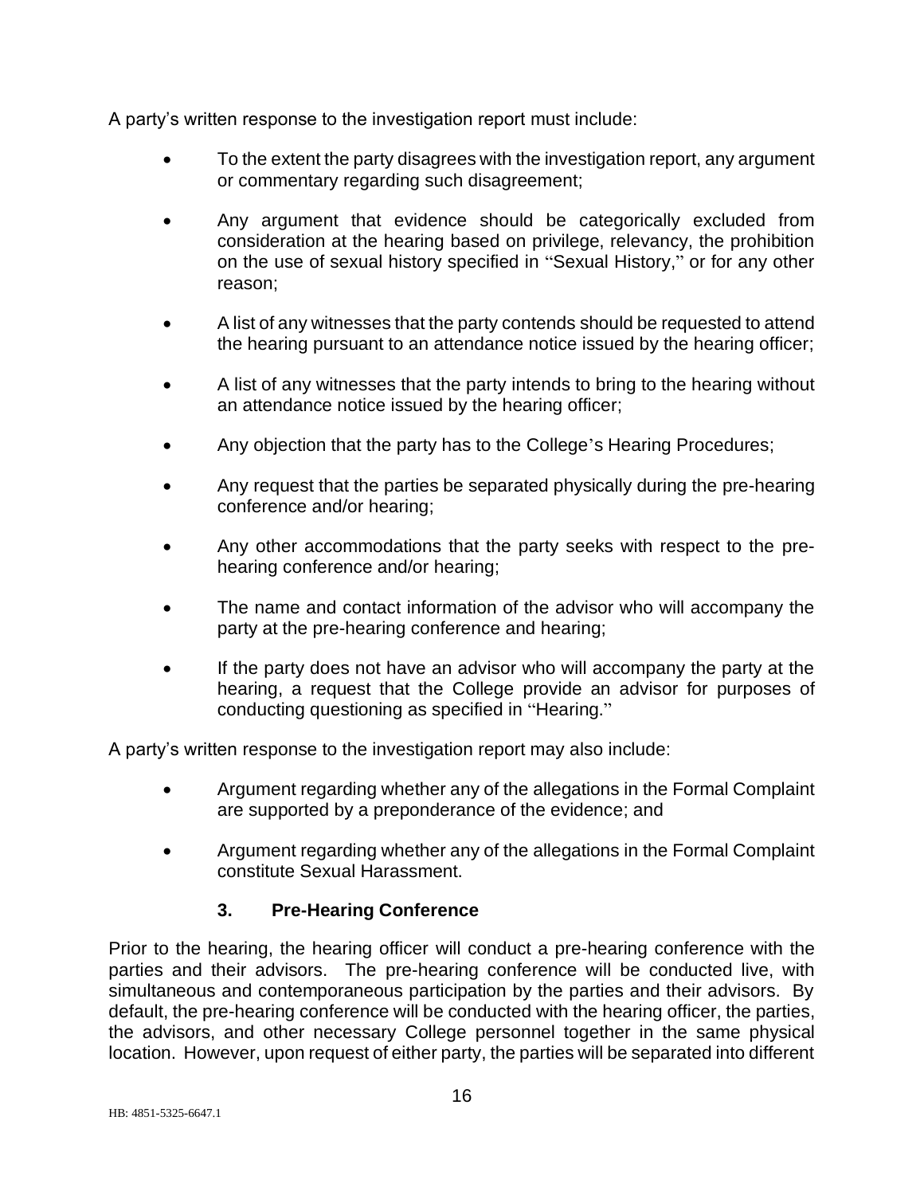A party's written response to the investigation report must include:

- To the extent the party disagrees with the investigation report, any argument or commentary regarding such disagreement;
- Any argument that evidence should be categorically excluded from consideration at the hearing based on privilege, relevancy, the prohibition on the use of sexual history specified in "Sexual History," or for any other reason;
- A list of any witnesses that the party contends should be requested to attend the hearing pursuant to an attendance notice issued by the hearing officer;
- A list of any witnesses that the party intends to bring to the hearing without an attendance notice issued by the hearing officer;
- Any objection that the party has to the College's Hearing Procedures;
- Any request that the parties be separated physically during the pre-hearing conference and/or hearing;
- Any other accommodations that the party seeks with respect to the pre-hearing conference and/or hearing;
- The name and contact information of the advisor who will accompany the party at the pre-hearing conference and hearing;
- If the party does not have an advisor who will accompany the party at the hearing, a request that the College provide an advisor for purposes of conducting questioning as specified in "Hearing."

A party's written response to the investigation report may also include:

- Argument regarding whether any of the allegations in the Formal Complaint are supported by a preponderance of the evidence; and
- Argument regarding whether any of the allegations in the Formal Complaint constitute Sexual Harassment.

### 3. Pre-Hearing Conference

Prior to the hearing, the hearing officer will conduct a pre-hearing conference with the parties and their advisors. The pre-hearing conference will be conducted live, with simultaneous and contemporaneous participation by the parties and their advisors. By default, the pre-hearing conference will be conducted with the hearing officer, the parties, the advisors, and other necessary College personnel together in the same physical location. However, upon request of either party, the parties will be separated into different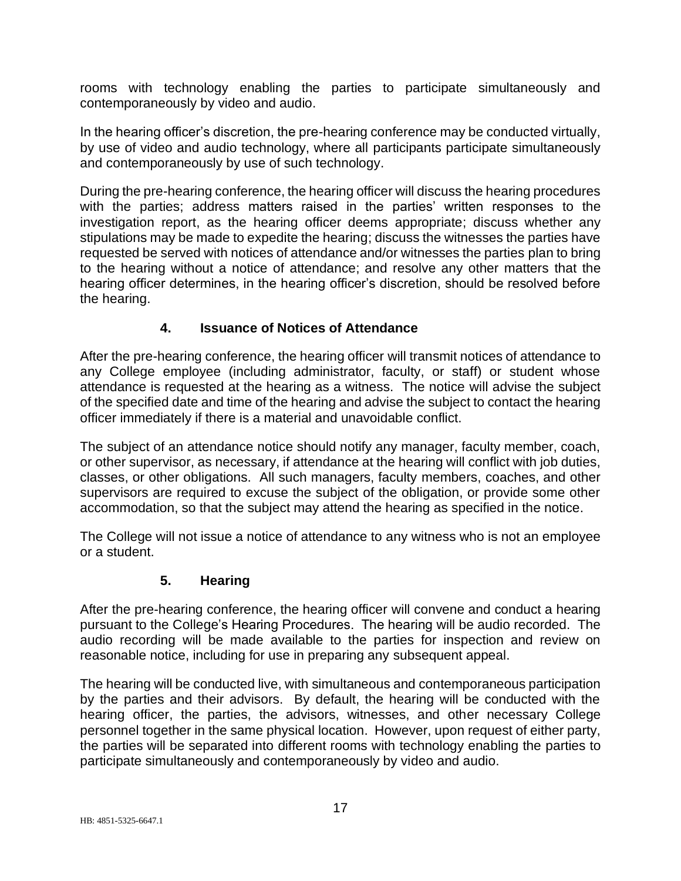rooms with technology enabling the parties to participate simultaneously and contemporaneously by video and audio.

In the hearing officer's discretion, the pre-hearing conference may be conducted virtually, by use of video and audio technology, where all participants participate simultaneously and contemporaneously by use of such technology.

During the pre-hearing conference, the hearing officer will discuss the hearing procedures with the parties; address matters raised in the parties' written responses to the investigation report, as the hearing officer deems appropriate; discuss whether any stipulations may be made to expedite the hearing; discuss the witnesses the parties have requested be served with notices of attendance and/or witnesses the parties plan to bring to the hearing without a notice of attendance; and resolve any other matters that the hearing officer determines, in the hearing officer's discretion, should be resolved before the hearing.

### 4. Issuance of Notices of Attendance

After the pre-hearing conference, the hearing officer will transmit notices of attendance to any College employee (including administrator, faculty, or staff) or student whose attendance is requested at the hearing as a witness. The notice will advise the subject of the specified date and time of the hearing and advise the subject to contact the hearing officer immediately if there is a material and unavoidable conflict.

The subject of an attendance notice should notify any manager, faculty member, coach, or other supervisor, as necessary, if attendance at the hearing will conflict with job duties, classes, or other obligations. All such managers, faculty members, coaches, and other supervisors are required to excuse the subject of the obligation, or provide some other accommodation, so that the subject may attend the hearing as specified in the notice.

The College will not issue a notice of attendance to any witness who is not an employee or a student.

### 5. Hearing

After the pre-hearing conference, the hearing officer will convene and conduct a hearing pursuant to the College's Hearing Procedures. The hearing will be audio recorded. The audio recording will be made available to the parties for inspection and review on reasonable notice, including for use in preparing any subsequent appeal.

The hearing will be conducted live, with simultaneous and contemporaneous participation by the parties and their advisors. By default, the hearing will be conducted with the hearing officer, the parties, the advisors, witnesses, and other necessary College personnel together in the same physical location. However, upon request of either party, the parties will be separated into different rooms with technology enabling the parties to participate simultaneously and contemporaneously by video and audio.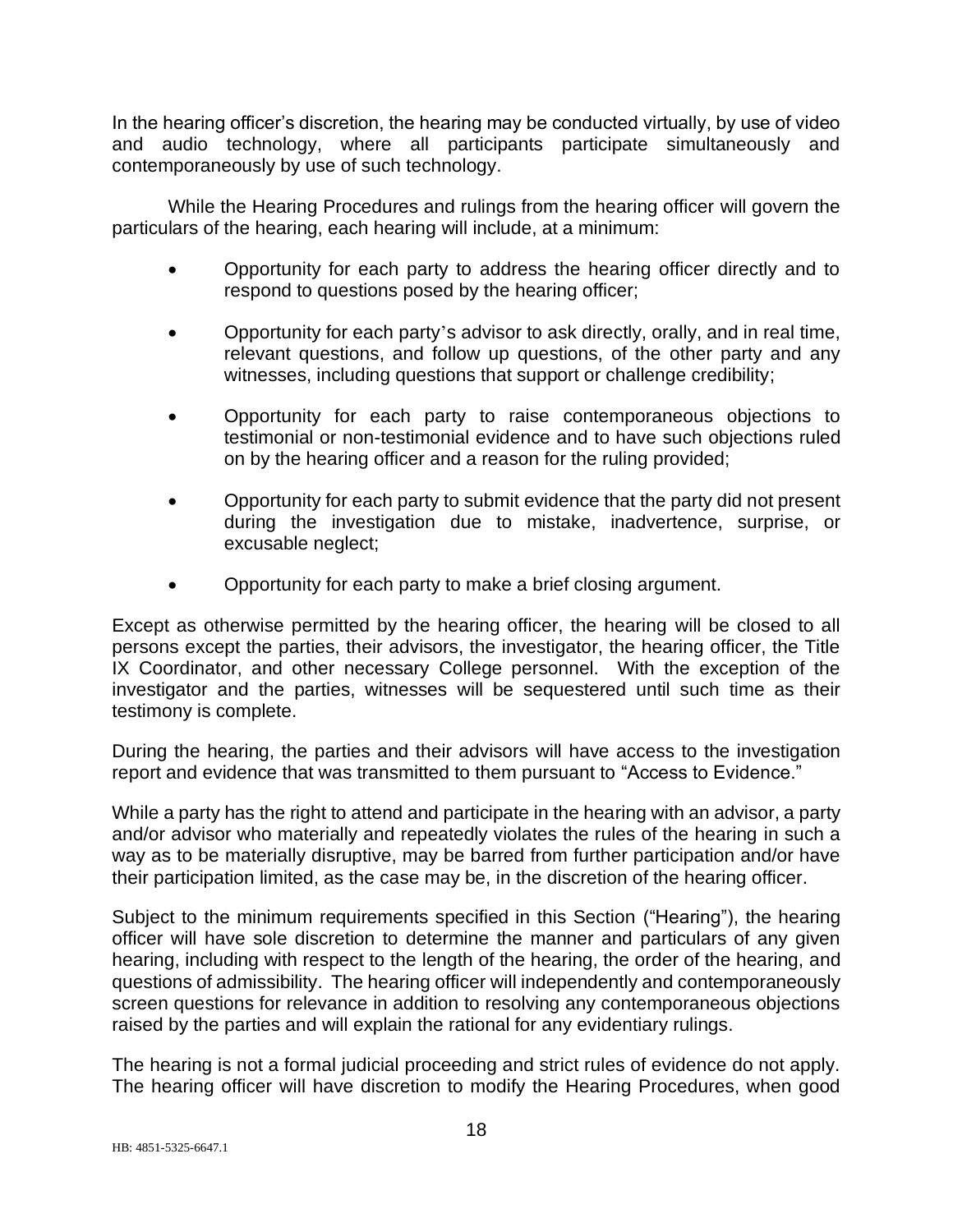In the hearing officer's discretion, the hearing may be conducted virtually, by use of video and audio technology, where all participants participate simultaneously and contemporaneously by use of such technology.

While the Hearing Procedures and rulings from the hearing officer will govern the particulars of the hearing, each hearing will include, at a minimum:

- Opportunity for each party to address the hearing officer directly and to respond to questions posed by the hearing officer;
- Opportunity for each party's advisor to ask directly, orally, and in real time, relevant questions, and follow up questions, of the other party and any witnesses, including questions that support or challenge credibility;
- Opportunity for each party to raise contemporaneous objections to testimonial or non-testimonial evidence and to have such objections ruled on by the hearing officer and a reason for the ruling provided;
- Opportunity for each party to submit evidence that the party did not present during the investigation due to mistake, inadvertence, surprise, or excusable neglect;
- Opportunity for each party to make a brief closing argument.

Except as otherwise permitted by the hearing officer, the hearing will be closed to all persons except the parties, their advisors, the investigator, the hearing officer, the Title IX Coordinator, and other necessary College personnel. With the exception of the investigator and the parties, witnesses will be sequestered until such time as their testimony is complete.

During the hearing, the parties and their advisors will have access to the investigation report and evidence that was transmitted to them pursuant to "Access to Evidence."

While a party has the right to attend and participate in the hearing with an advisor, a party and/or advisor who materially and repeatedly violates the rules of the hearing in such a way as to be materially disruptive, may be barred from further participation and/or have their participation limited, as the case may be, in the discretion of the hearing officer.

Subject to the minimum requirements specified in this Section ("Hearing"), the hearing officer will have sole discretion to determine the manner and particulars of any given hearing, including with respect to the length of the hearing, the order of the hearing, and questions of admissibility. The hearing officer will independently and contemporaneously screen questions for relevance in addition to resolving any contemporaneous objections raised by the parties and will explain the rational for any evidentiary rulings.

The hearing is not a formal judicial proceeding and strict rules of evidence do not apply. The hearing officer will have discretion to modify the Hearing Procedures, when good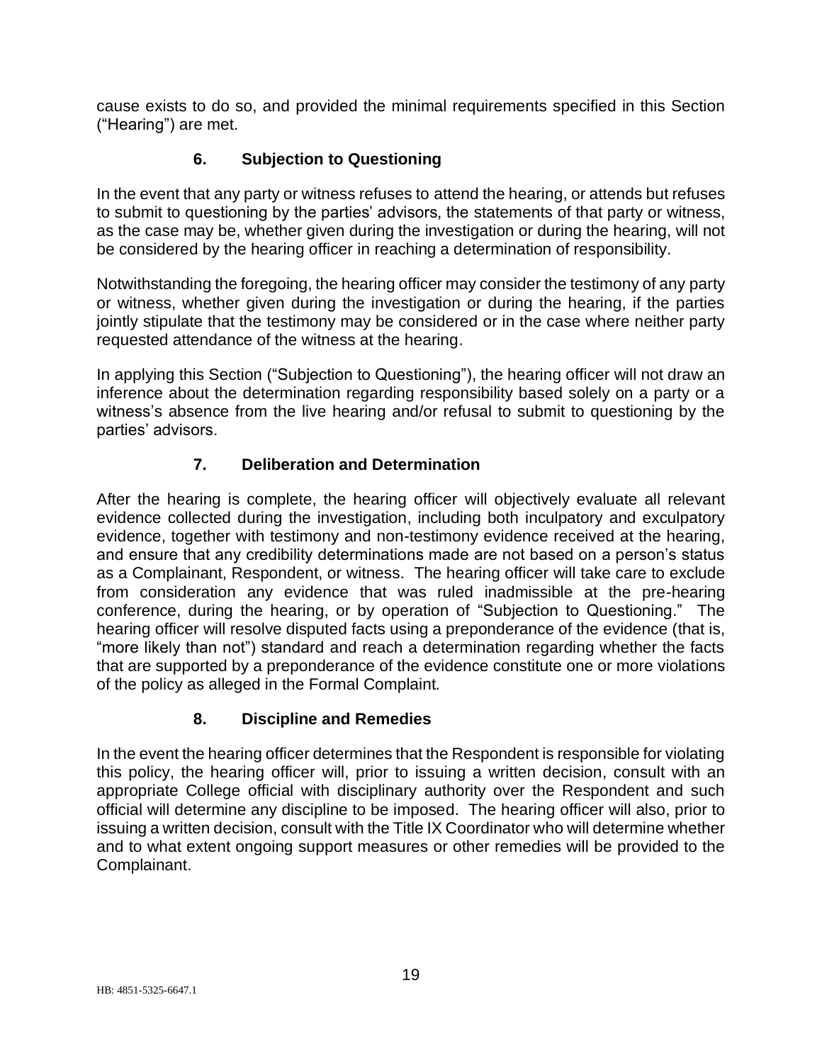cause exists to do so, and provided the minimal requirements specified in this Section ("Hearing") are met.

### 6. Subjection to Questioning

In the event that any party or witness refuses to attend the hearing, or attends but refuses to submit to questioning by the parties' advisors, the statements of that party or witness, as the case may be, whether given during the investigation or during the hearing, will not be considered by the hearing officer in reaching a determination of responsibility.

Notwithstanding the foregoing, the hearing officer may consider the testimony of any party or witness, whether given during the investigation or during the hearing, if the parties jointly stipulate that the testimony may be considered or in the case where neither party requested attendance of the witness at the hearing.

In applying this Section ("Subjection to Questioning"), the hearing officer will not draw an inference about the determination regarding responsibility based solely on a party or a witness's absence from the live hearing and/or refusal to submit to questioning by the parties' advisors.

### 7. Deliberation and Determination

After the hearing is complete, the hearing officer will objectively evaluate all relevant evidence collected during the investigation, including both inculpatory and exculpatory evidence, together with testimony and non-testimony evidence received at the hearing, and ensure that any credibility determinations made are not based on a person's status as a Complainant, Respondent, or witness. The hearing officer will take care to exclude from consideration any evidence that was ruled inadmissible at the pre-hearing conference, during the hearing, or by operation of "Subjection to Questioning." The hearing officer will resolve disputed facts using a preponderance of the evidence (that is, "more likely than not") standard and reach a determination regarding whether the facts that are supported by a preponderance of the evidence constitute one or more violations of the policy as alleged in the Formal Complaint.

### 8. Discipline and Remedies

In the event the hearing officer determines that the Respondent is responsible for violating this policy, the hearing officer will, prior to issuing a written decision, consult with an appropriate College official with disciplinary authority over the Respondent and such official will determine any discipline to be imposed. The hearing officer will also, prior to issuing a written decision, consult with the Title IX Coordinator who will determine whether and to what extent ongoing support measures or other remedies will be provided to the Complainant.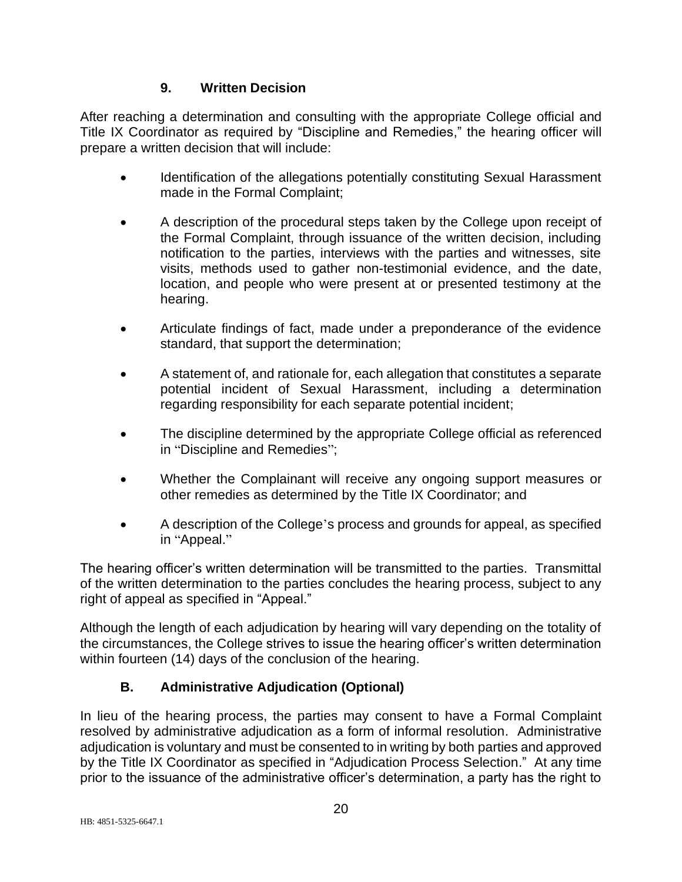### 9. Written Decision

After reaching a determination and consulting with the appropriate College official and Title IX Coordinator as required by "Discipline and Remedies," the hearing officer will prepare a written decision that will include:

- Identification of the allegations potentially constituting Sexual Harassment made in the Formal Complaint;
- A description of the procedural steps taken by the College upon receipt of the Formal Complaint, through issuance of the written decision, including notification to the parties, interviews with the parties and witnesses, site visits, methods used to gather non-testimonial evidence, and the date, location, and people who were present at or presented testimony at the hearing.
- Articulate findings of fact, made under a preponderance of the evidence standard, that support the determination;
- A statement of, and rationale for, each allegation that constitutes a separate potential incident of Sexual Harassment, including a determination regarding responsibility for each separate potential incident;
- The discipline determined by the appropriate College official as referenced in "Discipline and Remedies";
- Whether the Complainant will receive any ongoing support measures or other remedies as determined by the Title IX Coordinator; and
- A description of the College's process and grounds for appeal, as specified in "Appeal."

The hearing officer's written determination will be transmitted to the parties. Transmittal of the written determination to the parties concludes the hearing process, subject to any right of appeal as specified in "Appeal."

Although the length of each adjudication by hearing will vary depending on the totality of the circumstances, the College strives to issue the hearing officer's written determination within fourteen (14) days of the conclusion of the hearing.

## B. Administrative Adjudication (Optional)

In lieu of the hearing process, the parties may consent to have a Formal Complaint resolved by administrative adjudication as a form of informal resolution. Administrative adjudication is voluntary and must be consented to in writing by both parties and approved by the Title IX Coordinator as specified in "Adjudication Process Selection." At any time prior to the issuance of the administrative officer's determination, a party has the right to

HB: 4851-5325-6647.1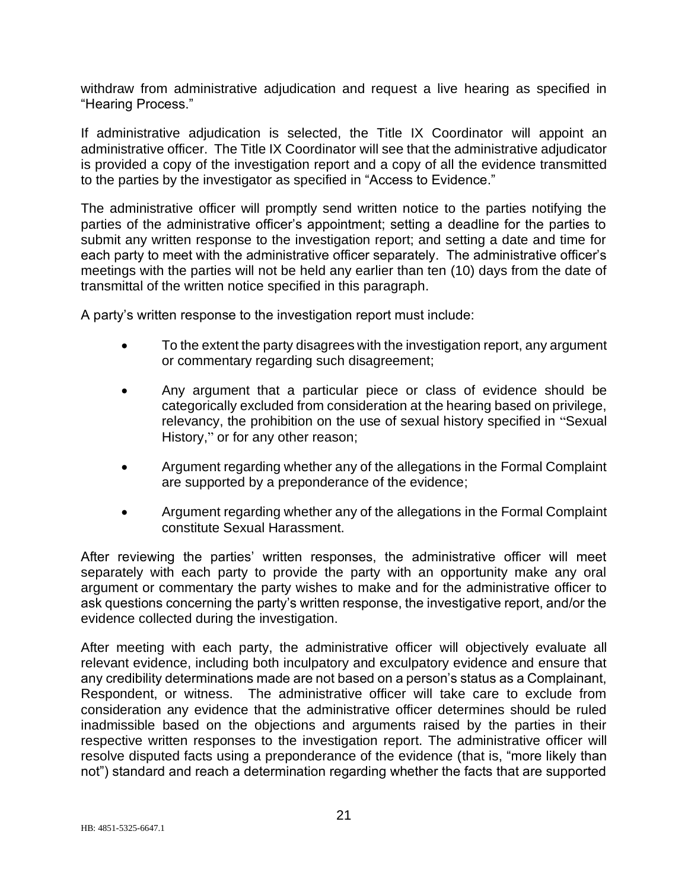withdraw from administrative adjudication and request a live hearing as specified in "Hearing Process."

If administrative adjudication is selected, the Title IX Coordinator will appoint an administrative officer. The Title IX Coordinator will see that the administrative adjudicator is provided a copy of the investigation report and a copy of all the evidence transmitted to the parties by the investigator as specified in "Access to Evidence."

The administrative officer will promptly send written notice to the parties notifying the parties of the administrative officer's appointment; setting a deadline for the parties to submit any written response to the investigation report; and setting a date and time for each party to meet with the administrative officer separately. The administrative officer's meetings with the parties will not be held any earlier than ten (10) days from the date of transmittal of the written notice specified in this paragraph.

A party's written response to the investigation report must include:

- To the extent the party disagrees with the investigation report, any argument or commentary regarding such disagreement;
- Any argument that a particular piece or class of evidence should be categorically excluded from consideration at the hearing based on privilege, relevancy, the prohibition on the use of sexual history specified in "Sexual History," or for any other reason;
- Argument regarding whether any of the allegations in the Formal Complaint are supported by a preponderance of the evidence;
- Argument regarding whether any of the allegations in the Formal Complaint constitute Sexual Harassment.

After reviewing the parties' written responses, the administrative officer will meet separately with each party to provide the party with an opportunity make any oral argument or commentary the party wishes to make and for the administrative officer to ask questions concerning the party's written response, the investigative report, and/or the evidence collected during the investigation.

After meeting with each party, the administrative officer will objectively evaluate all relevant evidence, including both inculpatory and exculpatory evidence and ensure that any credibility determinations made are not based on a person's status as a Complainant, Respondent, or witness. The administrative officer will take care to exclude from consideration any evidence that the administrative officer determines should be ruled inadmissible based on the objections and arguments raised by the parties in their respective written responses to the investigation report. The administrative officer will resolve disputed facts using a preponderance of the evidence (that is, "more likely than not") standard and reach a determination regarding whether the facts that are supported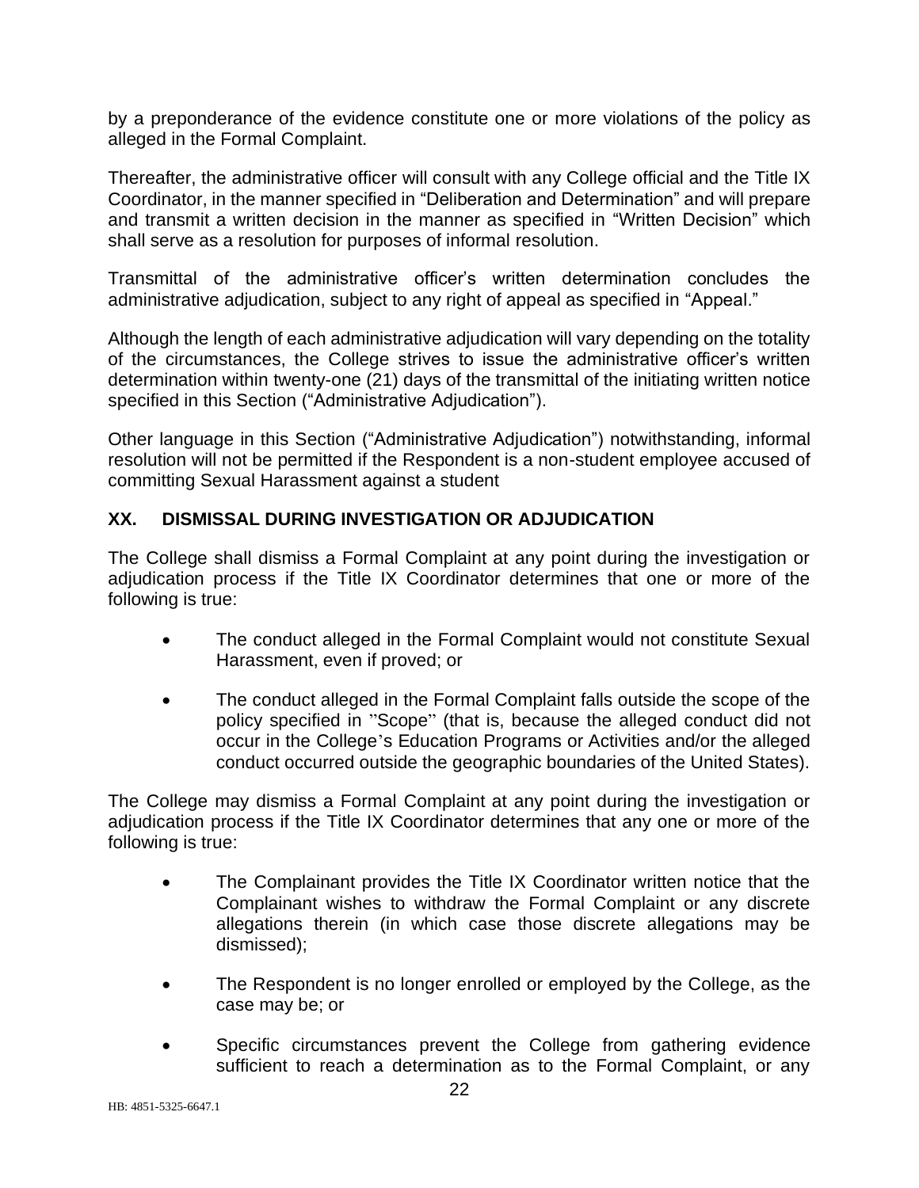by a preponderance of the evidence constitute one or more violations of the policy as alleged in the Formal Complaint.

Thereafter, the administrative officer will consult with any College official and the Title IX Coordinator, in the manner specified in "Deliberation and Determination" and will prepare and transmit a written decision in the manner as specified in "Written Decision" which shall serve as a resolution for purposes of informal resolution.

Transmittal of the administrative officer's written determination concludes the administrative adjudication, subject to any right of appeal as specified in "Appeal."

Although the length of each administrative adjudication will vary depending on the totality of the circumstances, the College strives to issue the administrative officer's written determination within twenty-one (21) days of the transmittal of the initiating written notice specified in this Section ("Administrative Adjudication").

Other language in this Section ("Administrative Adjudication") notwithstanding, informal resolution will not be permitted if the Respondent is a non-student employee accused of committing Sexual Harassment against a student

## XX. DISMISSAL DURING INVESTIGATION OR ADJUDICATION

The College shall dismiss a Formal Complaint at any point during the investigation or adjudication process if the Title IX Coordinator determines that one or more of the following is true:

- The conduct alleged in the Formal Complaint would not constitute Sexual Harassment, even if proved; or
- The conduct alleged in the Formal Complaint falls outside the scope of the policy specified in "Scope" (that is, because the alleged conduct did not occur in the College's Education Programs or Activities and/or the alleged conduct occurred outside the geographic boundaries of the United States).

The College may dismiss a Formal Complaint at any point during the investigation or adjudication process if the Title IX Coordinator determines that any one or more of the following is true:

- The Complainant provides the Title IX Coordinator written notice that the Complainant wishes to withdraw the Formal Complaint or any discrete allegations therein (in which case those discrete allegations may be dismissed);
- The Respondent is no longer enrolled or employed by the College, as the case may be; or
- Specific circumstances prevent the College from gathering evidence sufficient to reach a determination as to the Formal Complaint, or any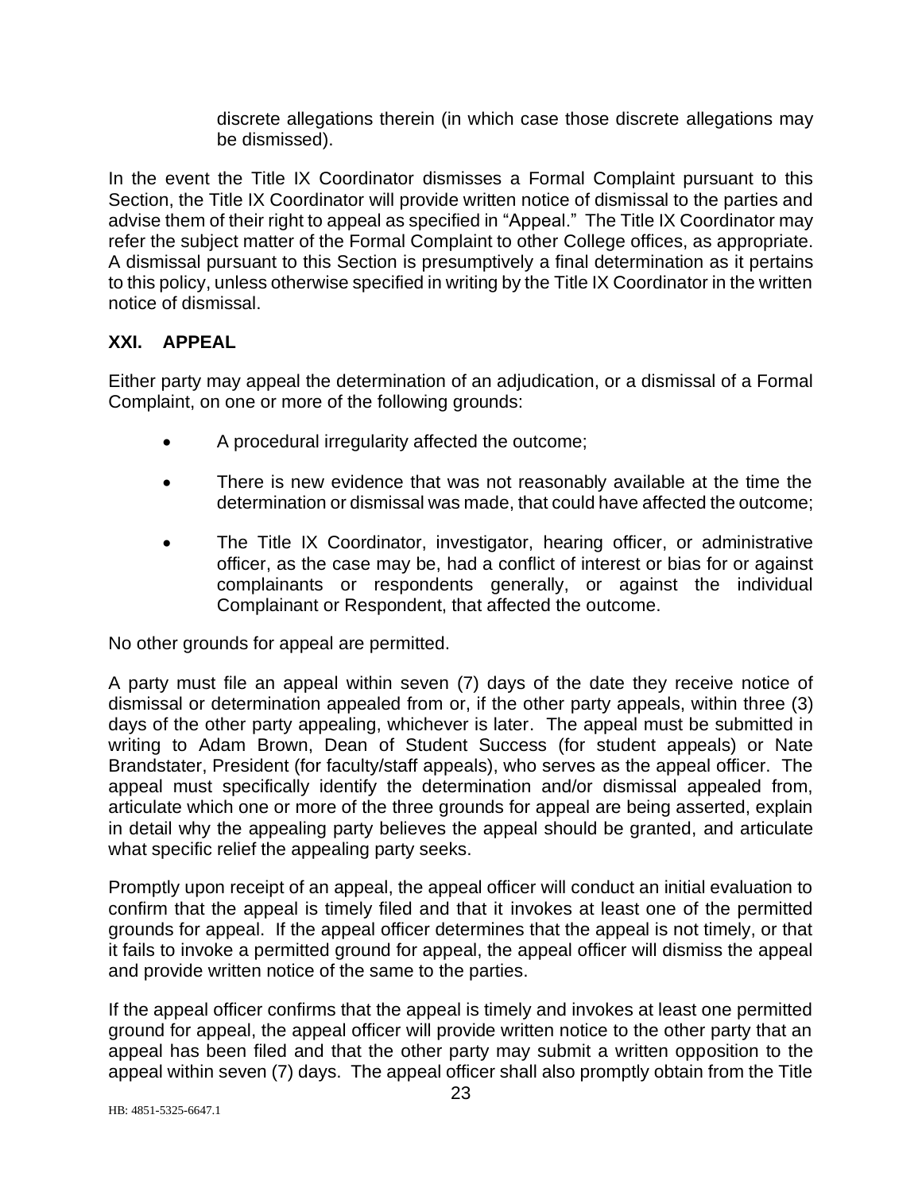discrete allegations therein (in which case those discrete allegations may be dismissed).

In the event the Title IX Coordinator dismisses a Formal Complaint pursuant to this Section, the Title IX Coordinator will provide written notice of dismissal to the parties and advise them of their right to appeal as specified in "Appeal." The Title IX Coordinator may refer the subject matter of the Formal Complaint to other College offices, as appropriate. A dismissal pursuant to this Section is presumptively a final determination as it pertains to this policy, unless otherwise specified in writing by the Title IX Coordinator in the written notice of dismissal.

## XXI. APPEAL

Either party may appeal the determination of an adjudication, or a dismissal of a Formal Complaint, on one or more of the following grounds:

- A procedural irregularity affected the outcome;
- There is new evidence that was not reasonably available at the time the determination or dismissal was made, that could have affected the outcome;
- The Title IX Coordinator, investigator, hearing officer, or administrative officer, as the case may be, had a conflict of interest or bias for or against complainants or respondents generally, or against the individual Complainant or Respondent, that affected the outcome.

No other grounds for appeal are permitted.

A party must file an appeal within seven (7) days of the date they receive notice of dismissal or determination appealed from or, if the other party appeals, within three (3) days of the other party appealing, whichever is later. The appeal must be submitted in writing to Adam Brown, Dean of Student Success (for student appeals) or Nate Brandstater, President (for faculty/staff appeals), who serves as the appeal officer. The appeal must specifically identify the determination and/or dismissal appealed from, articulate which one or more of the three grounds for appeal are being asserted, explain in detail why the appealing party believes the appeal should be granted, and articulate what specific relief the appealing party seeks.

Promptly upon receipt of an appeal, the appeal officer will conduct an initial evaluation to confirm that the appeal is timely filed and that it invokes at least one of the permitted grounds for appeal. If the appeal officer determines that the appeal is not timely, or that it fails to invoke a permitted ground for appeal, the appeal officer will dismiss the appeal and provide written notice of the same to the parties.

If the appeal officer confirms that the appeal is timely and invokes at least one permitted ground for appeal, the appeal officer will provide written notice to the other party that an appeal has been filed and that the other party may submit a written opposition to the appeal within seven (7) days. The appeal officer shall also promptly obtain from the Title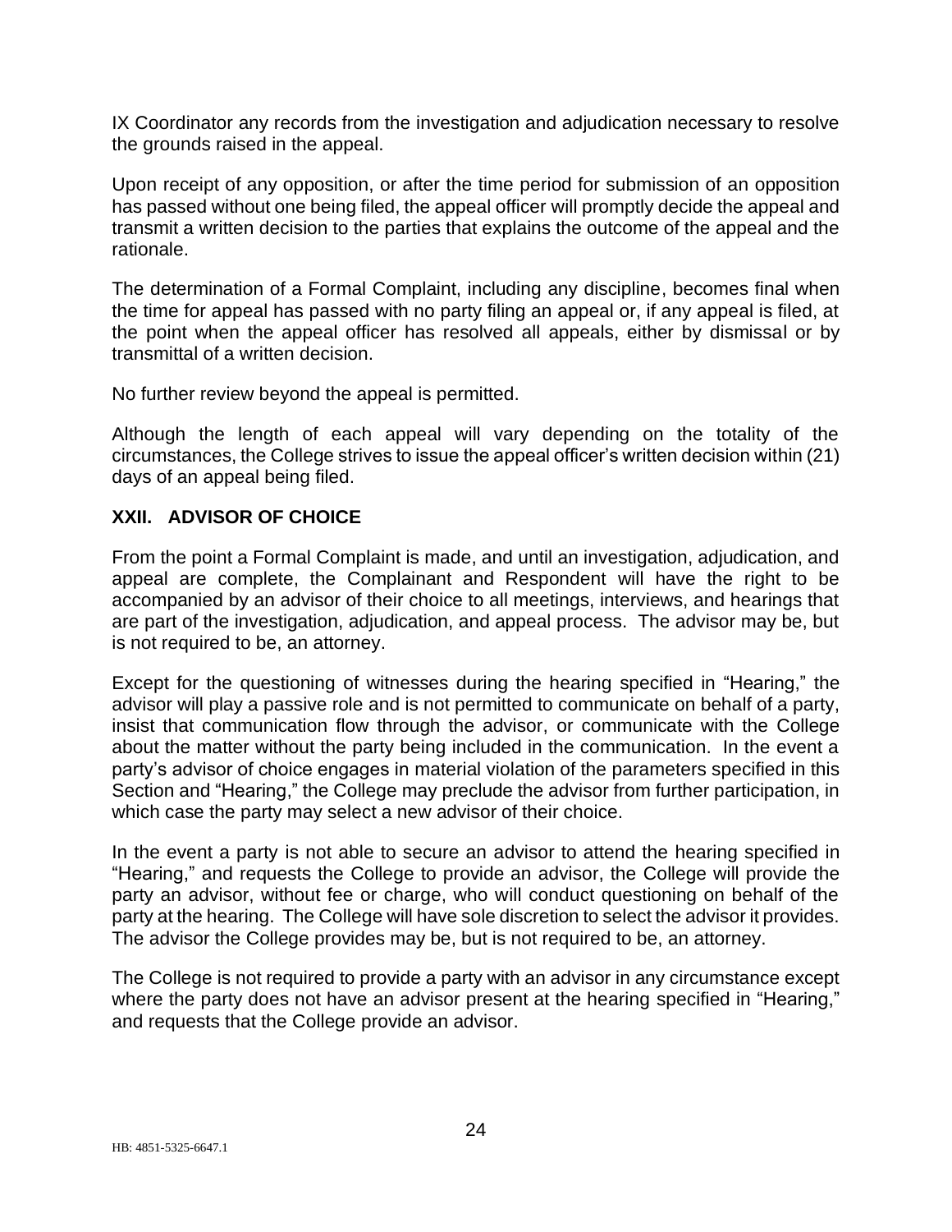IX Coordinator any records from the investigation and adjudication necessary to resolve the grounds raised in the appeal.

Upon receipt of any opposition, or after the time period for submission of an opposition has passed without one being filed, the appeal officer will promptly decide the appeal and transmit a written decision to the parties that explains the outcome of the appeal and the rationale.

The determination of a Formal Complaint, including any discipline, becomes final when the time for appeal has passed with no party filing an appeal or, if any appeal is filed, at the point when the appeal officer has resolved all appeals, either by dismissal or by transmittal of a written decision.

No further review beyond the appeal is permitted.

Although the length of each appeal will vary depending on the totality of the circumstances, the College strives to issue the appeal officer's written decision within (21) days of an appeal being filed.

## XXII. ADVISOR OF CHOICE

From the point a Formal Complaint is made, and until an investigation, adjudication, and appeal are complete, the Complainant and Respondent will have the right to be accompanied by an advisor of their choice to all meetings, interviews, and hearings that are part of the investigation, adjudication, and appeal process. The advisor may be, but is not required to be, an attorney.

Except for the questioning of witnesses during the hearing specified in "Hearing," the advisor will play a passive role and is not permitted to communicate on behalf of a party, insist that communication flow through the advisor, or communicate with the College about the matter without the party being included in the communication. In the event a party's advisor of choice engages in material violation of the parameters specified in this Section and "Hearing," the College may preclude the advisor from further participation, in which case the party may select a new advisor of their choice.

In the event a party is not able to secure an advisor to attend the hearing specified in "Hearing," and requests the College to provide an advisor, the College will provide the party an advisor, without fee or charge, who will conduct questioning on behalf of the party at the hearing. The College will have sole discretion to select the advisor it provides. The advisor the College provides may be, but is not required to be, an attorney.

The College is not required to provide a party with an advisor in any circumstance except where the party does not have an advisor present at the hearing specified in "Hearing," and requests that the College provide an advisor.

HB: 4851-5325-6647.1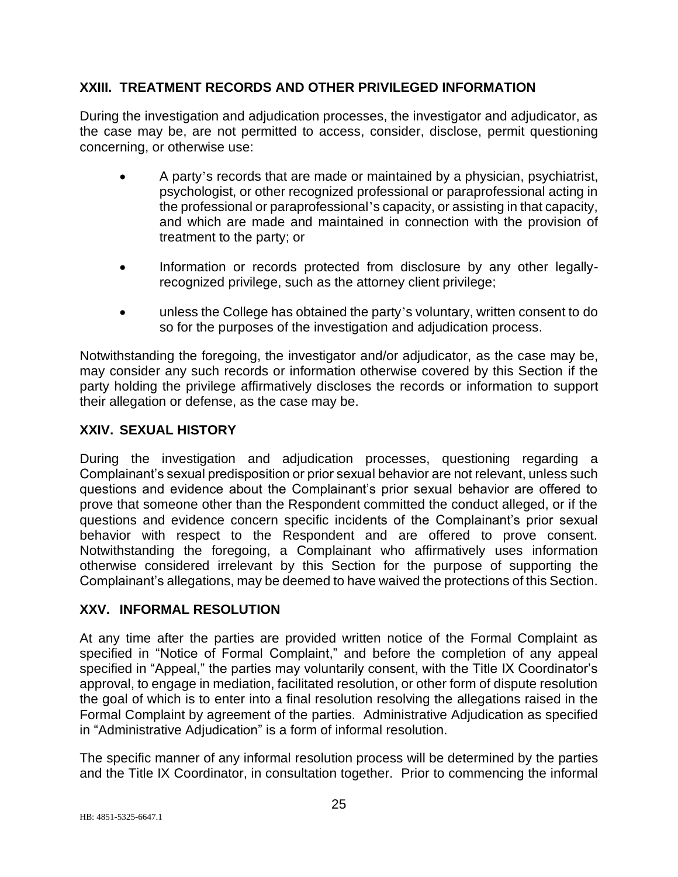## XXIII. TREATMENT RECORDS AND OTHER PRIVILEGED INFORMATION

During the investigation and adjudication processes, the investigator and adjudicator, as the case may be, are not permitted to access, consider, disclose, permit questioning concerning, or otherwise use:

- A party's records that are made or maintained by a physician, psychiatrist, psychologist, or other recognized professional or paraprofessional acting in the professional or paraprofessional's capacity, or assisting in that capacity, and which are made and maintained in connection with the provision of treatment to the party; or
- Information or records protected from disclosure by any other legally-recognized privilege, such as the attorney client privilege;
- unless the College has obtained the party's voluntary, written consent to do so for the purposes of the investigation and adjudication process.

Notwithstanding the foregoing, the investigator and/or adjudicator, as the case may be, may consider any such records or information otherwise covered by this Section if the party holding the privilege affirmatively discloses the records or information to support their allegation or defense, as the case may be.

## XXIV. SEXUAL HISTORY

During the investigation and adjudication processes, questioning regarding a Complainant's sexual predisposition or prior sexual behavior are not relevant, unless such questions and evidence about the Complainant's prior sexual behavior are offered to prove that someone other than the Respondent committed the conduct alleged, or if the questions and evidence concern specific incidents of the Complainant's prior sexual behavior with respect to the Respondent and are offered to prove consent. Notwithstanding the foregoing, a Complainant who affirmatively uses information otherwise considered irrelevant by this Section for the purpose of supporting the Complainant's allegations, may be deemed to have waived the protections of this Section.

## XXV. INFORMAL RESOLUTION

At any time after the parties are provided written notice of the Formal Complaint as specified in "Notice of Formal Complaint," and before the completion of any appeal specified in "Appeal," the parties may voluntarily consent, with the Title IX Coordinator's approval, to engage in mediation, facilitated resolution, or other form of dispute resolution the goal of which is to enter into a final resolution resolving the allegations raised in the Formal Complaint by agreement of the parties. Administrative Adjudication as specified in "Administrative Adjudication" is a form of informal resolution.

The specific manner of any informal resolution process will be determined by the parties and the Title IX Coordinator, in consultation together. Prior to commencing the informal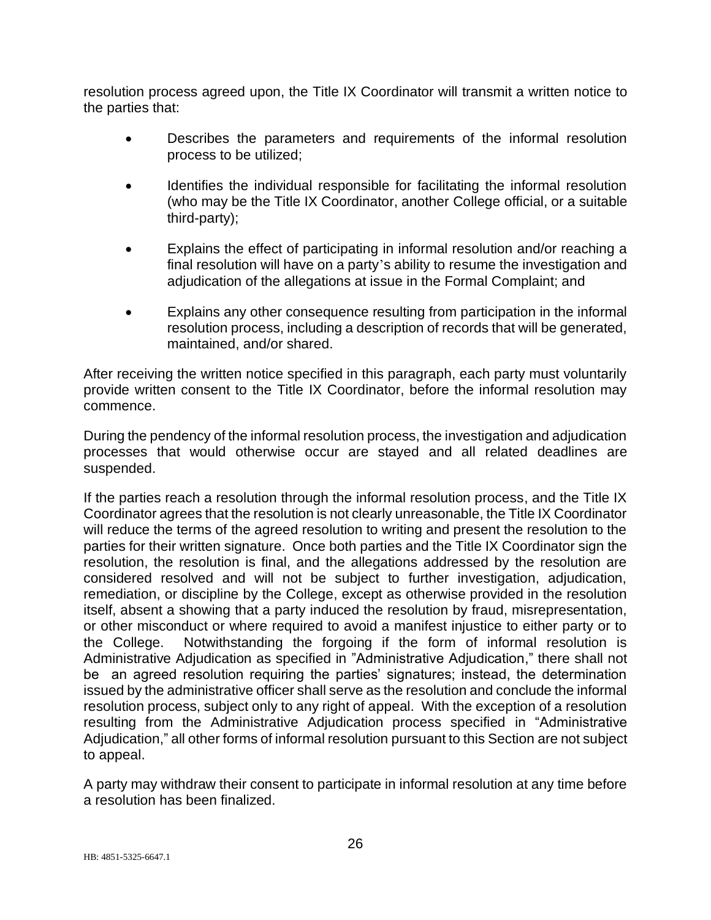resolution process agreed upon, the Title IX Coordinator will transmit a written notice to the parties that:

- Describes the parameters and requirements of the informal resolution process to be utilized;
- Identifies the individual responsible for facilitating the informal resolution (who may be the Title IX Coordinator, another College official, or a suitable third-party);
- Explains the effect of participating in informal resolution and/or reaching a final resolution will have on a party's ability to resume the investigation and adjudication of the allegations at issue in the Formal Complaint; and
- Explains any other consequence resulting from participation in the informal resolution process, including a description of records that will be generated, maintained, and/or shared.

After receiving the written notice specified in this paragraph, each party must voluntarily provide written consent to the Title IX Coordinator, before the informal resolution may commence.

During the pendency of the informal resolution process, the investigation and adjudication processes that would otherwise occur are stayed and all related deadlines are suspended.

If the parties reach a resolution through the informal resolution process, and the Title IX Coordinator agrees that the resolution is not clearly unreasonable, the Title IX Coordinator will reduce the terms of the agreed resolution to writing and present the resolution to the parties for their written signature. Once both parties and the Title IX Coordinator sign the resolution, the resolution is final, and the allegations addressed by the resolution are considered resolved and will not be subject to further investigation, adjudication, remediation, or discipline by the College, except as otherwise provided in the resolution itself, absent a showing that a party induced the resolution by fraud, misrepresentation, or other misconduct or where required to avoid a manifest injustice to either party or to the College. Notwithstanding the forgoing if the form of informal resolution is Administrative Adjudication as specified in "Administrative Adjudication," there shall not be an agreed resolution requiring the parties' signatures; instead, the determination issued by the administrative officer shall serve as the resolution and conclude the informal resolution process, subject only to any right of appeal. With the exception of a resolution resulting from the Administrative Adjudication process specified in "Administrative Adjudication," all other forms of informal resolution pursuant to this Section are not subject to appeal.

A party may withdraw their consent to participate in informal resolution at any time before a resolution has been finalized.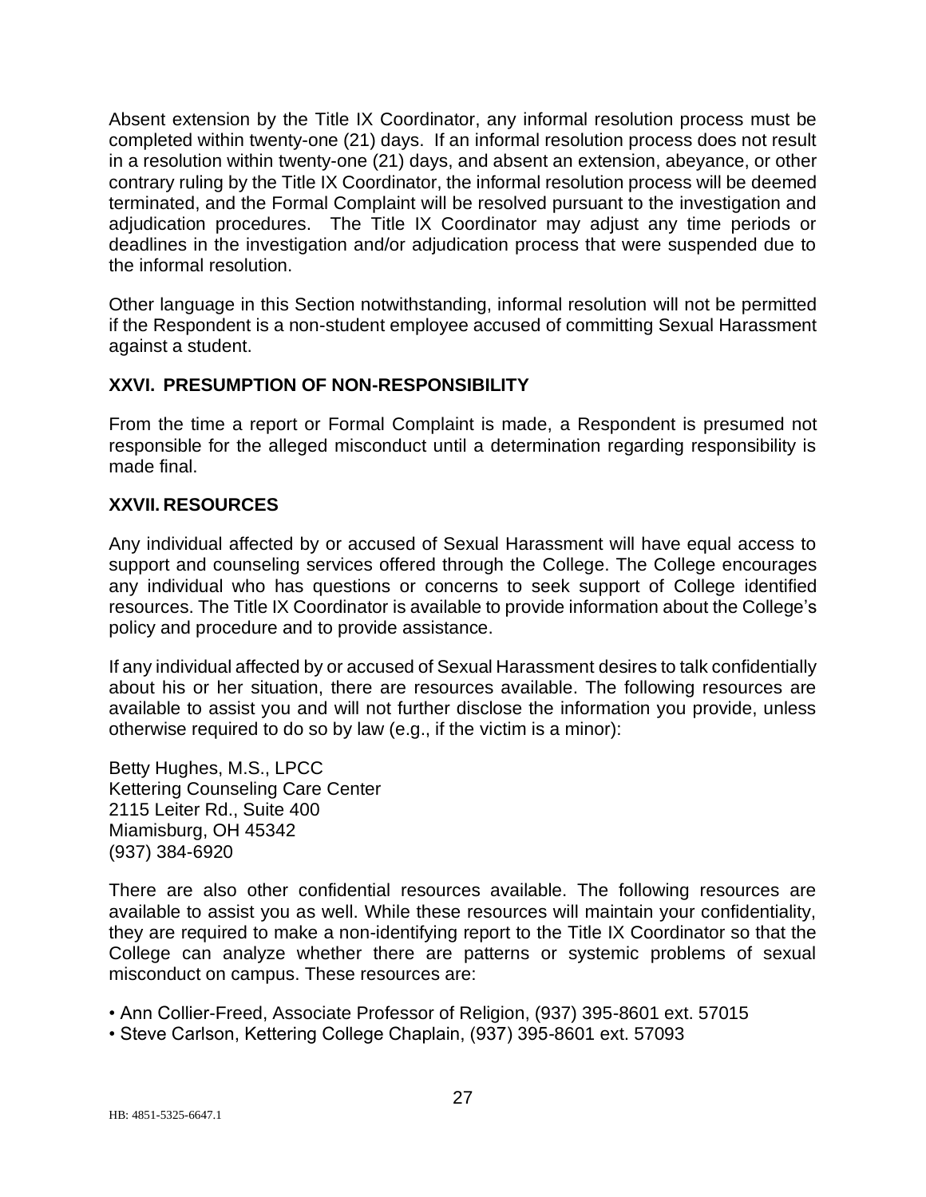Absent extension by the Title IX Coordinator, any informal resolution process must be completed within twenty-one (21) days. If an informal resolution process does not result in a resolution within twenty-one (21) days, and absent an extension, abeyance, or other contrary ruling by the Title IX Coordinator, the informal resolution process will be deemed terminated, and the Formal Complaint will be resolved pursuant to the investigation and adjudication procedures. The Title IX Coordinator may adjust any time periods or deadlines in the investigation and/or adjudication process that were suspended due to the informal resolution.

Other language in this Section notwithstanding, informal resolution will not be permitted if the Respondent is a non-student employee accused of committing Sexual Harassment against a student.

## XXVI. PRESUMPTION OF NON-RESPONSIBILITY

From the time a report or Formal Complaint is made, a Respondent is presumed not responsible for the alleged misconduct until a determination regarding responsibility is made final.

## XXVII. RESOURCES

Any individual affected by or accused of Sexual Harassment will have equal access to support and counseling services offered through the College. The College encourages any individual who has questions or concerns to seek support of College identified resources. The Title IX Coordinator is available to provide information about the College's policy and procedure and to provide assistance.

If any individual affected by or accused of Sexual Harassment desires to talk confidentially about his or her situation, there are resources available. The following resources are available to assist you and will not further disclose the information you provide, unless otherwise required to do so by law (e.g., if the victim is a minor):

Betty Hughes, M.S., LPCC
Kettering Counseling Care Center
2115 Leiter Rd., Suite 400
Miamisburg, OH 45342
(937) 384-6920

There are also other confidential resources available. The following resources are available to assist you as well. While these resources will maintain your confidentiality, they are required to make a non-identifying report to the Title IX Coordinator so that the College can analyze whether there are patterns or systemic problems of sexual misconduct on campus. These resources are:

- Ann Collier-Freed, Associate Professor of Religion, (937) 395-8601 ext. 57015
- Steve Carlson, Kettering College Chaplain, (937) 395-8601 ext. 57093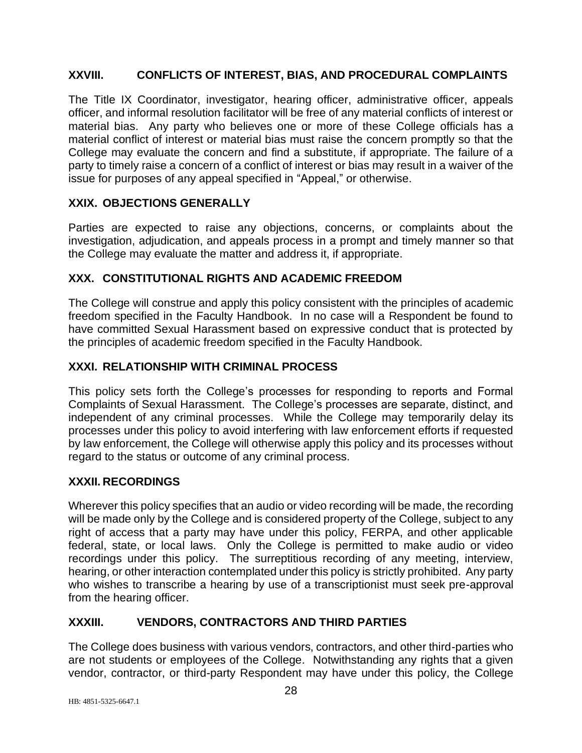## XXVIII. CONFLICTS OF INTEREST, BIAS, AND PROCEDURAL COMPLAINTS

The Title IX Coordinator, investigator, hearing officer, administrative officer, appeals officer, and informal resolution facilitator will be free of any material conflicts of interest or material bias. Any party who believes one or more of these College officials has a material conflict of interest or material bias must raise the concern promptly so that the College may evaluate the concern and find a substitute, if appropriate. The failure of a party to timely raise a concern of a conflict of interest or bias may result in a waiver of the issue for purposes of any appeal specified in "Appeal," or otherwise.

## XXIX. OBJECTIONS GENERALLY

Parties are expected to raise any objections, concerns, or complaints about the investigation, adjudication, and appeals process in a prompt and timely manner so that the College may evaluate the matter and address it, if appropriate.

## XXX. CONSTITUTIONAL RIGHTS AND ACADEMIC FREEDOM

The College will construe and apply this policy consistent with the principles of academic freedom specified in the Faculty Handbook. In no case will a Respondent be found to have committed Sexual Harassment based on expressive conduct that is protected by the principles of academic freedom specified in the Faculty Handbook.

## XXXI. RELATIONSHIP WITH CRIMINAL PROCESS

This policy sets forth the College's processes for responding to reports and Formal Complaints of Sexual Harassment. The College's processes are separate, distinct, and independent of any criminal processes. While the College may temporarily delay its processes under this policy to avoid interfering with law enforcement efforts if requested by law enforcement, the College will otherwise apply this policy and its processes without regard to the status or outcome of any criminal process.

## XXXII. RECORDINGS

Wherever this policy specifies that an audio or video recording will be made, the recording will be made only by the College and is considered property of the College, subject to any right of access that a party may have under this policy, FERPA, and other applicable federal, state, or local laws. Only the College is permitted to make audio or video recordings under this policy. The surreptitious recording of any meeting, interview, hearing, or other interaction contemplated under this policy is strictly prohibited. Any party who wishes to transcribe a hearing by use of a transcriptionist must seek pre-approval from the hearing officer.

## XXXIII. VENDORS, CONTRACTORS AND THIRD PARTIES

The College does business with various vendors, contractors, and other third-parties who are not students or employees of the College. Notwithstanding any rights that a given vendor, contractor, or third-party Respondent may have under this policy, the College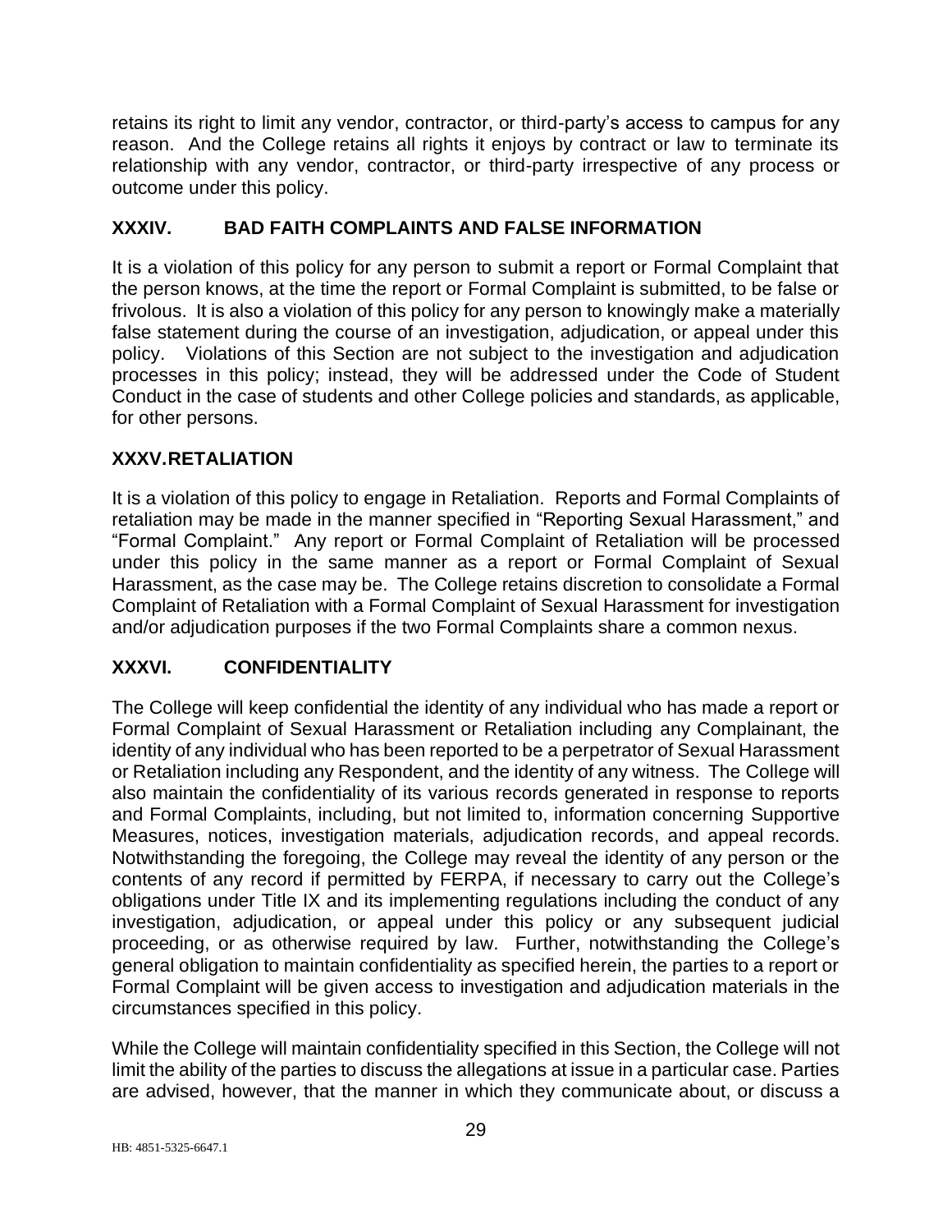retains its right to limit any vendor, contractor, or third-party's access to campus for any reason. And the College retains all rights it enjoys by contract or law to terminate its relationship with any vendor, contractor, or third-party irrespective of any process or outcome under this policy.

## XXXIV. BAD FAITH COMPLAINTS AND FALSE INFORMATION

It is a violation of this policy for any person to submit a report or Formal Complaint that the person knows, at the time the report or Formal Complaint is submitted, to be false or frivolous. It is also a violation of this policy for any person to knowingly make a materially false statement during the course of an investigation, adjudication, or appeal under this policy. Violations of this Section are not subject to the investigation and adjudication processes in this policy; instead, they will be addressed under the Code of Student Conduct in the case of students and other College policies and standards, as applicable, for other persons.

## XXXV. RETALIATION

It is a violation of this policy to engage in Retaliation. Reports and Formal Complaints of retaliation may be made in the manner specified in "Reporting Sexual Harassment," and "Formal Complaint." Any report or Formal Complaint of Retaliation will be processed under this policy in the same manner as a report or Formal Complaint of Sexual Harassment, as the case may be. The College retains discretion to consolidate a Formal Complaint of Retaliation with a Formal Complaint of Sexual Harassment for investigation and/or adjudication purposes if the two Formal Complaints share a common nexus.

## XXXVI. CONFIDENTIALITY

The College will keep confidential the identity of any individual who has made a report or Formal Complaint of Sexual Harassment or Retaliation including any Complainant, the identity of any individual who has been reported to be a perpetrator of Sexual Harassment or Retaliation including any Respondent, and the identity of any witness. The College will also maintain the confidentiality of its various records generated in response to reports and Formal Complaints, including, but not limited to, information concerning Supportive Measures, notices, investigation materials, adjudication records, and appeal records. Notwithstanding the foregoing, the College may reveal the identity of any person or the contents of any record if permitted by FERPA, if necessary to carry out the College's obligations under Title IX and its implementing regulations including the conduct of any investigation, adjudication, or appeal under this policy or any subsequent judicial proceeding, or as otherwise required by law. Further, notwithstanding the College's general obligation to maintain confidentiality as specified herein, the parties to a report or Formal Complaint will be given access to investigation and adjudication materials in the circumstances specified in this policy.

While the College will maintain confidentiality specified in this Section, the College will not limit the ability of the parties to discuss the allegations at issue in a particular case. Parties are advised, however, that the manner in which they communicate about, or discuss a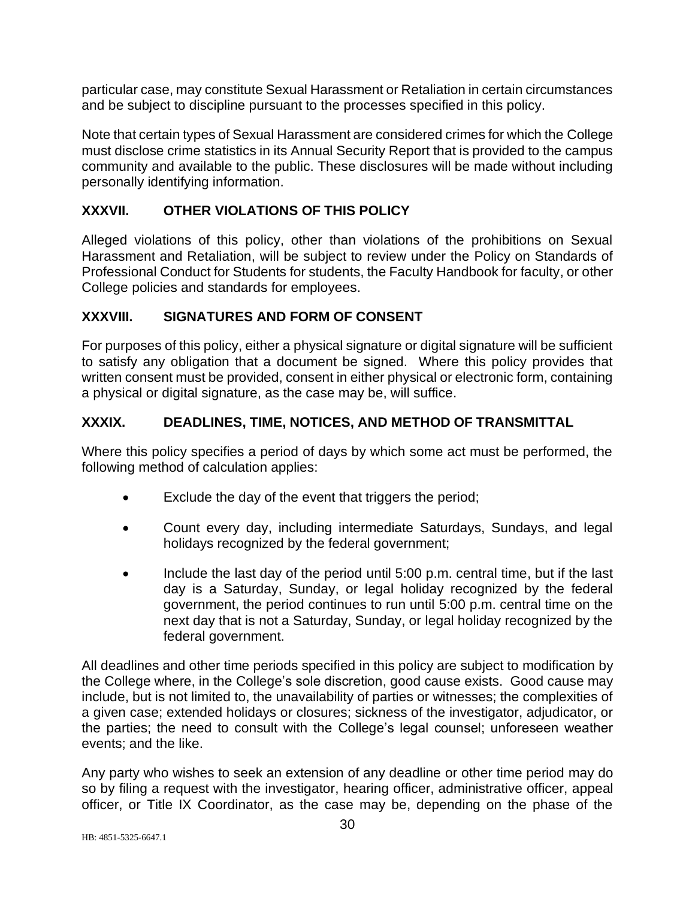particular case, may constitute Sexual Harassment or Retaliation in certain circumstances and be subject to discipline pursuant to the processes specified in this policy.

Note that certain types of Sexual Harassment are considered crimes for which the College must disclose crime statistics in its Annual Security Report that is provided to the campus community and available to the public. These disclosures will be made without including personally identifying information.

## XXXVII. OTHER VIOLATIONS OF THIS POLICY

Alleged violations of this policy, other than violations of the prohibitions on Sexual Harassment and Retaliation, will be subject to review under the Policy on Standards of Professional Conduct for Students for students, the Faculty Handbook for faculty, or other College policies and standards for employees.

## XXXVIII. SIGNATURES AND FORM OF CONSENT

For purposes of this policy, either a physical signature or digital signature will be sufficient to satisfy any obligation that a document be signed. Where this policy provides that written consent must be provided, consent in either physical or electronic form, containing a physical or digital signature, as the case may be, will suffice.

## XXXIX. DEADLINES, TIME, NOTICES, AND METHOD OF TRANSMITTAL

Where this policy specifies a period of days by which some act must be performed, the following method of calculation applies:

- Exclude the day of the event that triggers the period;
- Count every day, including intermediate Saturdays, Sundays, and legal holidays recognized by the federal government;
- Include the last day of the period until 5:00 p.m. central time, but if the last day is a Saturday, Sunday, or legal holiday recognized by the federal government, the period continues to run until 5:00 p.m. central time on the next day that is not a Saturday, Sunday, or legal holiday recognized by the federal government.

All deadlines and other time periods specified in this policy are subject to modification by the College where, in the College's sole discretion, good cause exists. Good cause may include, but is not limited to, the unavailability of parties or witnesses; the complexities of a given case; extended holidays or closures; sickness of the investigator, adjudicator, or the parties; the need to consult with the College's legal counsel; unforeseen weather events; and the like.

Any party who wishes to seek an extension of any deadline or other time period may do so by filing a request with the investigator, hearing officer, administrative officer, appeal officer, or Title IX Coordinator, as the case may be, depending on the phase of the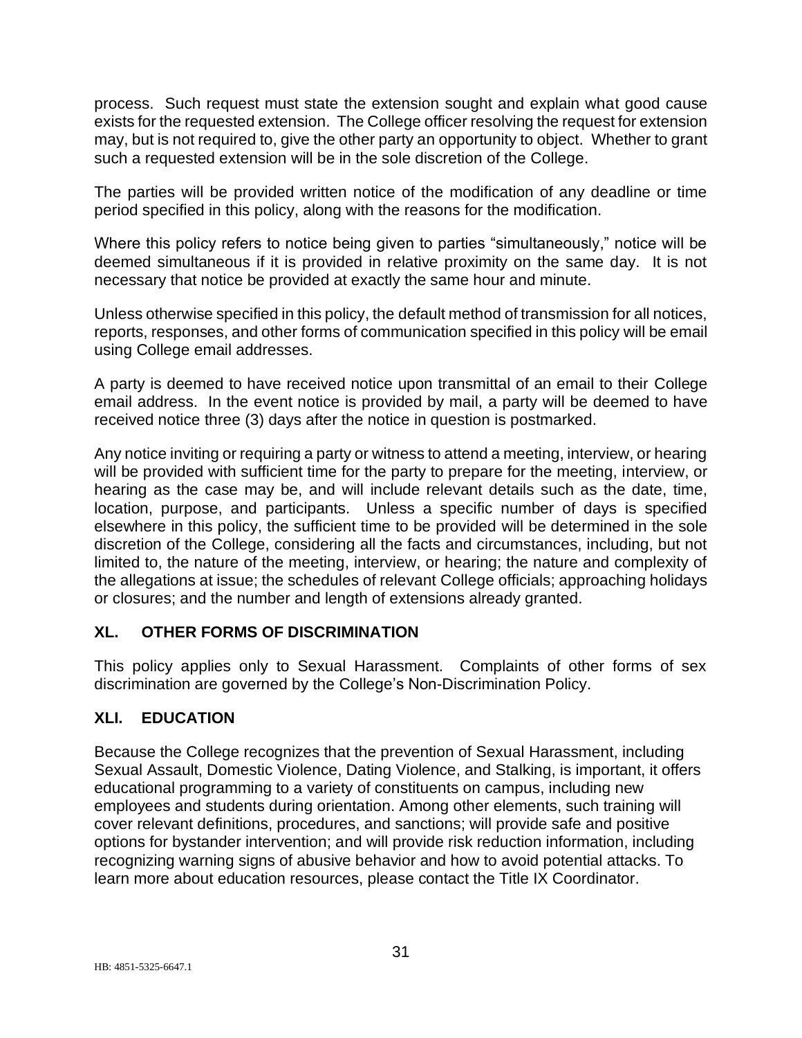process. Such request must state the extension sought and explain what good cause exists for the requested extension. The College officer resolving the request for extension may, but is not required to, give the other party an opportunity to object. Whether to grant such a requested extension will be in the sole discretion of the College.

The parties will be provided written notice of the modification of any deadline or time period specified in this policy, along with the reasons for the modification.

Where this policy refers to notice being given to parties "simultaneously," notice will be deemed simultaneous if it is provided in relative proximity on the same day. It is not necessary that notice be provided at exactly the same hour and minute.

Unless otherwise specified in this policy, the default method of transmission for all notices, reports, responses, and other forms of communication specified in this policy will be email using College email addresses.

A party is deemed to have received notice upon transmittal of an email to their College email address. In the event notice is provided by mail, a party will be deemed to have received notice three (3) days after the notice in question is postmarked.

Any notice inviting or requiring a party or witness to attend a meeting, interview, or hearing will be provided with sufficient time for the party to prepare for the meeting, interview, or hearing as the case may be, and will include relevant details such as the date, time, location, purpose, and participants. Unless a specific number of days is specified elsewhere in this policy, the sufficient time to be provided will be determined in the sole discretion of the College, considering all the facts and circumstances, including, but not limited to, the nature of the meeting, interview, or hearing; the nature and complexity of the allegations at issue; the schedules of relevant College officials; approaching holidays or closures; and the number and length of extensions already granted.

## XL. OTHER FORMS OF DISCRIMINATION

This policy applies only to Sexual Harassment. Complaints of other forms of sex discrimination are governed by the College's Non-Discrimination Policy.

## XLI. EDUCATION

Because the College recognizes that the prevention of Sexual Harassment, including Sexual Assault, Domestic Violence, Dating Violence, and Stalking, is important, it offers educational programming to a variety of constituents on campus, including new employees and students during orientation. Among other elements, such training will cover relevant definitions, procedures, and sanctions; will provide safe and positive options for bystander intervention; and will provide risk reduction information, including recognizing warning signs of abusive behavior and how to avoid potential attacks. To learn more about education resources, please contact the Title IX Coordinator.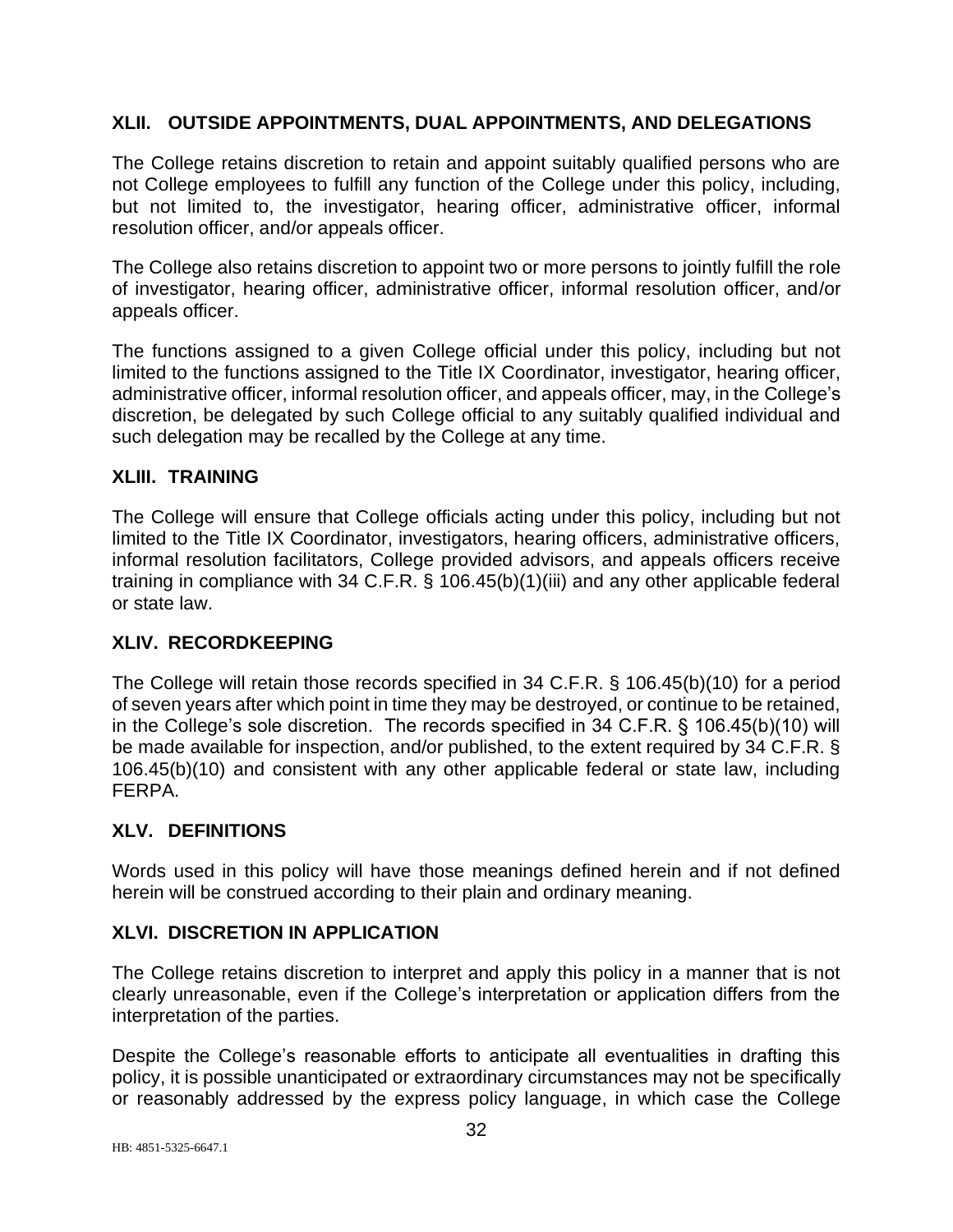## XLII. OUTSIDE APPOINTMENTS, DUAL APPOINTMENTS, AND DELEGATIONS

The College retains discretion to retain and appoint suitably qualified persons who are not College employees to fulfill any function of the College under this policy, including, but not limited to, the investigator, hearing officer, administrative officer, informal resolution officer, and/or appeals officer.

The College also retains discretion to appoint two or more persons to jointly fulfill the role of investigator, hearing officer, administrative officer, informal resolution officer, and/or appeals officer.

The functions assigned to a given College official under this policy, including but not limited to the functions assigned to the Title IX Coordinator, investigator, hearing officer, administrative officer, informal resolution officer, and appeals officer, may, in the College's discretion, be delegated by such College official to any suitably qualified individual and such delegation may be recalled by the College at any time.

## XLIII. TRAINING

The College will ensure that College officials acting under this policy, including but not limited to the Title IX Coordinator, investigators, hearing officers, administrative officers, informal resolution facilitators, College provided advisors, and appeals officers receive training in compliance with 34 C.F.R. § 106.45(b)(1)(iii) and any other applicable federal or state law.

## XLIV. RECORDKEEPING

The College will retain those records specified in 34 C.F.R. § 106.45(b)(10) for a period of seven years after which point in time they may be destroyed, or continue to be retained, in the College's sole discretion. The records specified in 34 C.F.R. § 106.45(b)(10) will be made available for inspection, and/or published, to the extent required by 34 C.F.R. § 106.45(b)(10) and consistent with any other applicable federal or state law, including FERPA.

## XLV. DEFINITIONS

Words used in this policy will have those meanings defined herein and if not defined herein will be construed according to their plain and ordinary meaning.

## XLVI. DISCRETION IN APPLICATION

The College retains discretion to interpret and apply this policy in a manner that is not clearly unreasonable, even if the College's interpretation or application differs from the interpretation of the parties.

Despite the College's reasonable efforts to anticipate all eventualities in drafting this policy, it is possible unanticipated or extraordinary circumstances may not be specifically or reasonably addressed by the express policy language, in which case the College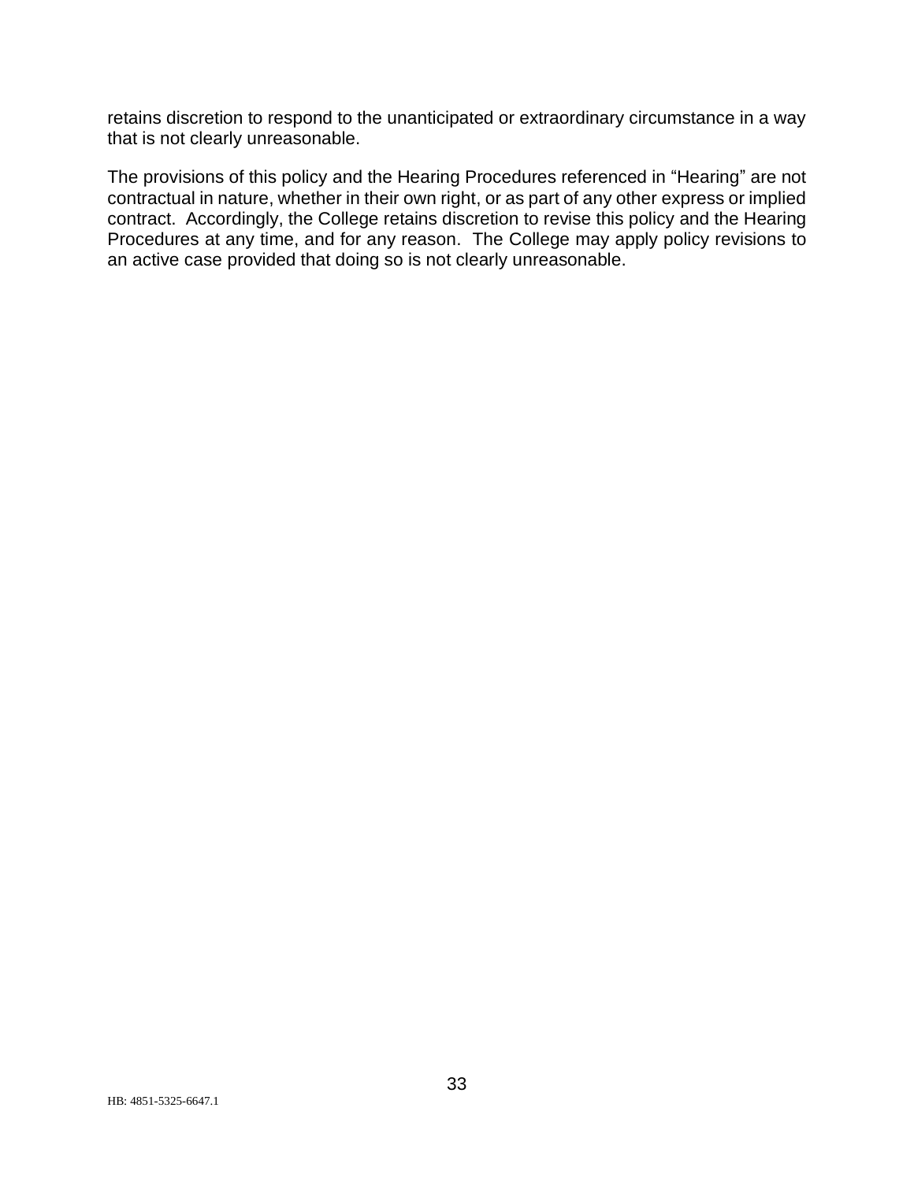retains discretion to respond to the unanticipated or extraordinary circumstance in a way that is not clearly unreasonable.

The provisions of this policy and the Hearing Procedures referenced in "Hearing" are not contractual in nature, whether in their own right, or as part of any other express or implied contract. Accordingly, the College retains discretion to revise this policy and the Hearing Procedures at any time, and for any reason. The College may apply policy revisions to an active case provided that doing so is not clearly unreasonable.